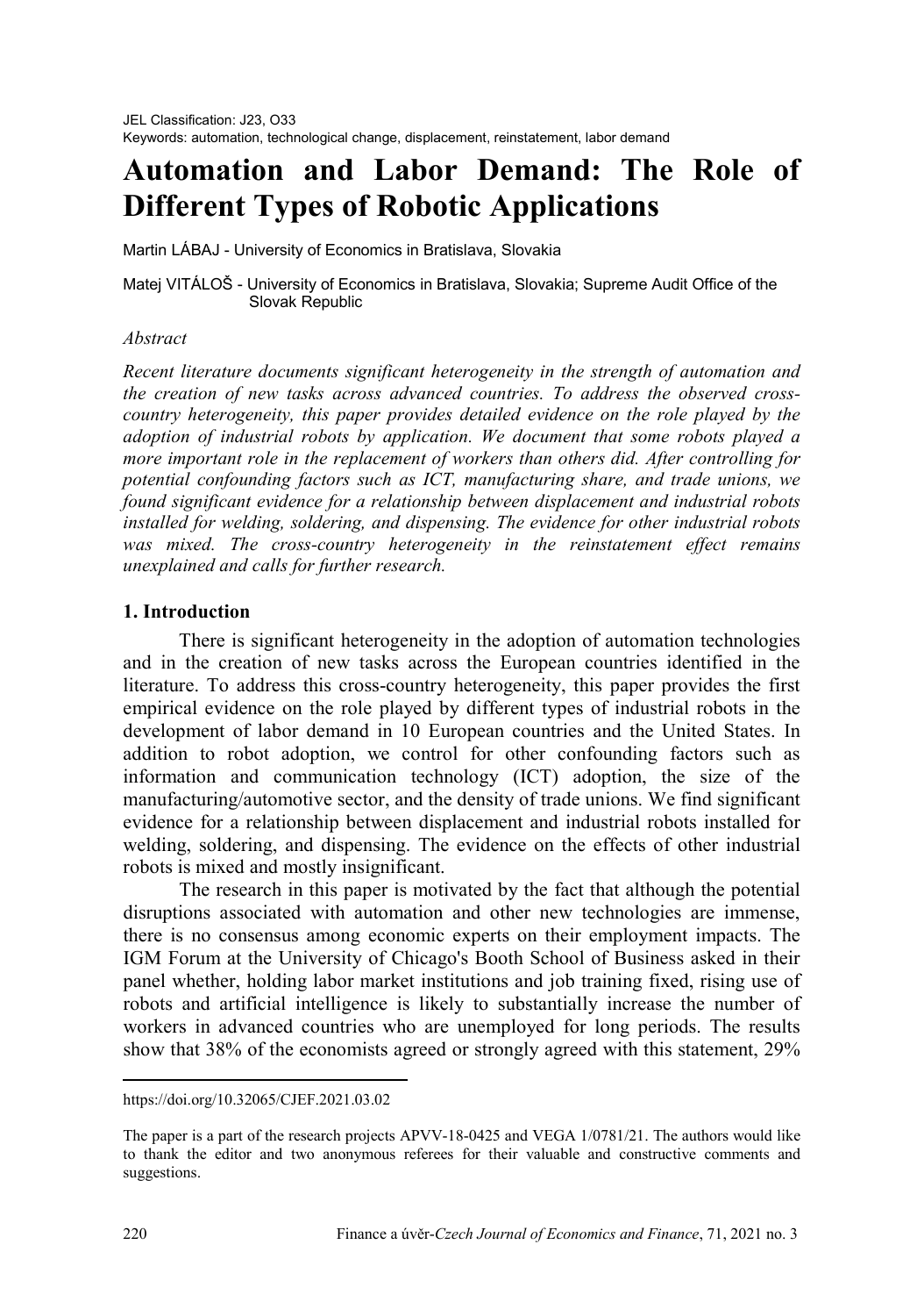JEL Classification: J23, O33
Keywords: automation, technological change, displacement, reinstatement, labor demand

# Automation and Labor Demand: The Role of Different Types of Robotic Applications

Martin LÁBAJ - University of Economics in Bratislava, Slovakia

Matej VITÁLOŠ - University of Economics in Bratislava, Slovakia; Supreme Audit Office of the Slovak Republic

*Abstract*

*Recent literature documents significant heterogeneity in the strength of automation and the creation of new tasks across advanced countries. To address the observed cross-country heterogeneity, this paper provides detailed evidence on the role played by the adoption of industrial robots by application. We document that some robots played a more important role in the replacement of workers than others did. After controlling for potential confounding factors such as ICT, manufacturing share, and trade unions, we found significant evidence for a relationship between displacement and industrial robots installed for welding, soldering, and dispensing. The evidence for other industrial robots was mixed. The cross-country heterogeneity in the reinstatement effect remains unexplained and calls for further research.*

## 1. Introduction

There is significant heterogeneity in the adoption of automation technologies and in the creation of new tasks across the European countries identified in the literature. To address this cross-country heterogeneity, this paper provides the first empirical evidence on the role played by different types of industrial robots in the development of labor demand in 10 European countries and the United States. In addition to robot adoption, we control for other confounding factors such as information and communication technology (ICT) adoption, the size of the manufacturing/automotive sector, and the density of trade unions. We find significant evidence for a relationship between displacement and industrial robots installed for welding, soldering, and dispensing. The evidence on the effects of other industrial robots is mixed and mostly insignificant.

The research in this paper is motivated by the fact that although the potential disruptions associated with automation and other new technologies are immense, there is no consensus among economic experts on their employment impacts. The IGM Forum at the University of Chicago's Booth School of Business asked in their panel whether, holding labor market institutions and job training fixed, rising use of robots and artificial intelligence is likely to substantially increase the number of workers in advanced countries who are unemployed for long periods. The results show that 38% of the economists agreed or strongly agreed with this statement, 29%

---

https://doi.org/10.32065/CJEF.2021.03.02

The paper is a part of the research projects APVV-18-0425 and VEGA 1/0781/21. The authors would like to thank the editor and two anonymous referees for their valuable and constructive comments and suggestions.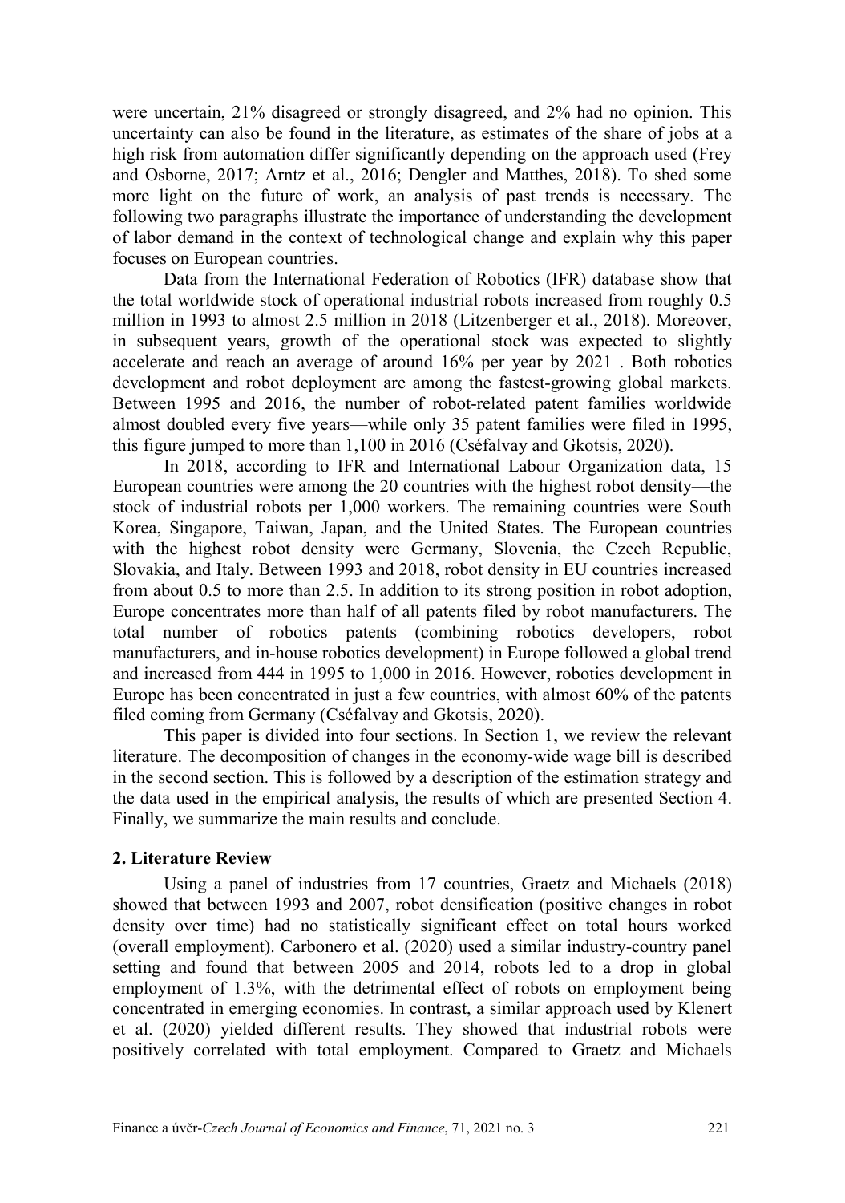were uncertain, 21% disagreed or strongly disagreed, and 2% had no opinion. This uncertainty can also be found in the literature, as estimates of the share of jobs at a high risk from automation differ significantly depending on the approach used (Frey and Osborne, 2017; Arntz et al., 2016; Dengler and Matthes, 2018). To shed some more light on the future of work, an analysis of past trends is necessary. The following two paragraphs illustrate the importance of understanding the development of labor demand in the context of technological change and explain why this paper focuses on European countries.

Data from the International Federation of Robotics (IFR) database show that the total worldwide stock of operational industrial robots increased from roughly 0.5 million in 1993 to almost 2.5 million in 2018 (Litzenberger et al., 2018). Moreover, in subsequent years, growth of the operational stock was expected to slightly accelerate and reach an average of around 16% per year by 2021 . Both robotics development and robot deployment are among the fastest-growing global markets. Between 1995 and 2016, the number of robot-related patent families worldwide almost doubled every five years—while only 35 patent families were filed in 1995, this figure jumped to more than 1,100 in 2016 (Căéfalvay and Gkotsis, 2020).

In 2018, according to IFR and International Labour Organization data, 15 European countries were among the 20 countries with the highest robot density—the stock of industrial robots per 1,000 workers. The remaining countries were South Korea, Singapore, Taiwan, Japan, and the United States. The European countries with the highest robot density were Germany, Slovenia, the Czech Republic, Slovakia, and Italy. Between 1993 and 2018, robot density in EU countries increased from about 0.5 to more than 2.5. In addition to its strong position in robot adoption, Europe concentrates more than half of all patents filed by robot manufacturers. The total number of robotics patents (combining robotics developers, robot manufacturers, and in-house robotics development) in Europe followed a global trend and increased from 444 in 1995 to 1,000 in 2016. However, robotics development in Europe has been concentrated in just a few countries, with almost 60% of the patents filed coming from Germany (Céfalvay and Gkotsis, 2020).

This paper is divided into four sections. In Section 1, we review the relevant literature. The decomposition of changes in the economy-wide wage bill is described in the second section. This is followed by a description of the estimation strategy and the data used in the empirical analysis, the results of which are presented Section 4. Finally, we summarize the main results and conclude.

## 2. Literature Review

Using a panel of industries from 17 countries, Graetz and Michaels (2018) showed that between 1993 and 2007, robot densification (positive changes in robot density over time) had no statistically significant effect on total hours worked (overall employment). Carbonero et al. (2020) used a similar industry-country panel setting and found that between 2005 and 2014, robots led to a drop in global employment of 1.3%, with the detrimental effect of robots on employment being concentrated in emerging economies. In contrast, a similar approach used by Klenert et al. (2020) yielded different results. They showed that industrial robots were positively correlated with total employment. Compared to Graetz and Michaels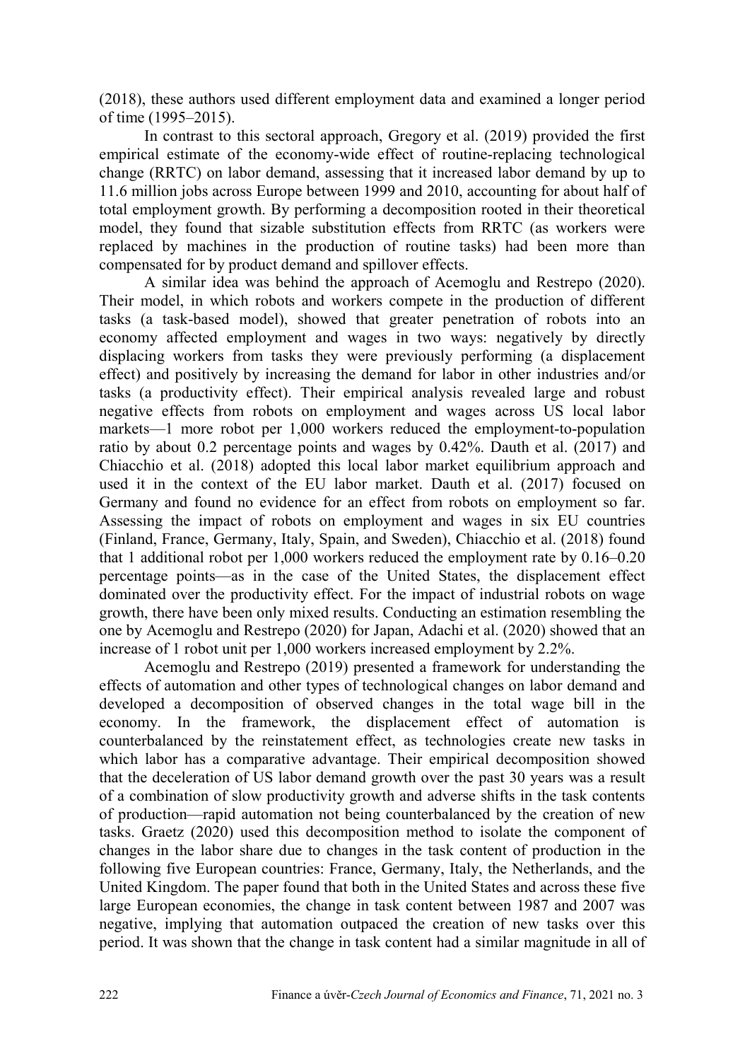(2018), these authors used different employment data and examined a longer period of time (1995–2015).

In contrast to this sectoral approach, Gregory et al. (2019) provided the first empirical estimate of the economy-wide effect of routine-replacing technological change (RRTC) on labor demand, assessing that it increased labor demand by up to 11.6 million jobs across Europe between 1999 and 2010, accounting for about half of total employment growth. By performing a decomposition rooted in their theoretical model, they found that sizable substitution effects from RRTC (as workers were replaced by machines in the production of routine tasks) had been more than compensated for by product demand and spillover effects.

A similar idea was behind the approach of Acemoglu and Restrepo (2020). Their model, in which robots and workers compete in the production of different tasks (a task-based model), showed that greater penetration of robots into an economy affected employment and wages in two ways: negatively by directly displacing workers from tasks they were previously performing (a displacement effect) and positively by increasing the demand for labor in other industries and/or tasks (a productivity effect). Their empirical analysis revealed large and robust negative effects from robots on employment and wages across US local labor markets—1 more robot per 1,000 workers reduced the employment-to-population ratio by about 0.2 percentage points and wages by 0.42%. Dauth et al. (2017) and Chiacchio et al. (2018) adopted this local labor market equilibrium approach and used it in the context of the EU labor market. Dauth et al. (2017) focused on Germany and found no evidence for an effect from robots on employment so far. Assessing the impact of robots on employment and wages in six EU countries (Finland, France, Germany, Italy, Spain, and Sweden), Chiacchio et al. (2018) found that 1 additional robot per 1,000 workers reduced the employment rate by 0.16–0.20 percentage points—as in the case of the United States, the displacement effect dominated over the productivity effect. For the impact of industrial robots on wage growth, there have been only mixed results. Conducting an estimation resembling the one by Acemoglu and Restrepo (2020) for Japan, Adachi et al. (2020) showed that an increase of 1 robot unit per 1,000 workers increased employment by 2.2%.

Acemoglu and Restrepo (2019) presented a framework for understanding the effects of automation and other types of technological changes on labor demand and developed a decomposition of observed changes in the total wage bill in the economy. In the framework, the displacement effect of automation is counterbalanced by the reinstatement effect, as technologies create new tasks in which labor has a comparative advantage. Their empirical decomposition showed that the deceleration of US labor demand growth over the past 30 years was a result of a combination of slow productivity growth and adverse shifts in the task contents of production—rapid automation not being counterbalanced by the creation of new tasks. Graetz (2020) used this decomposition method to isolate the component of changes in the labor share due to changes in the task content of production in the following five European countries: France, Germany, Italy, the Netherlands, and the United Kingdom. The paper found that both in the United States and across these five large European economies, the change in task content between 1987 and 2007 was negative, implying that automation outpaced the creation of new tasks over this period. It was shown that the change in task content had a similar magnitude in all of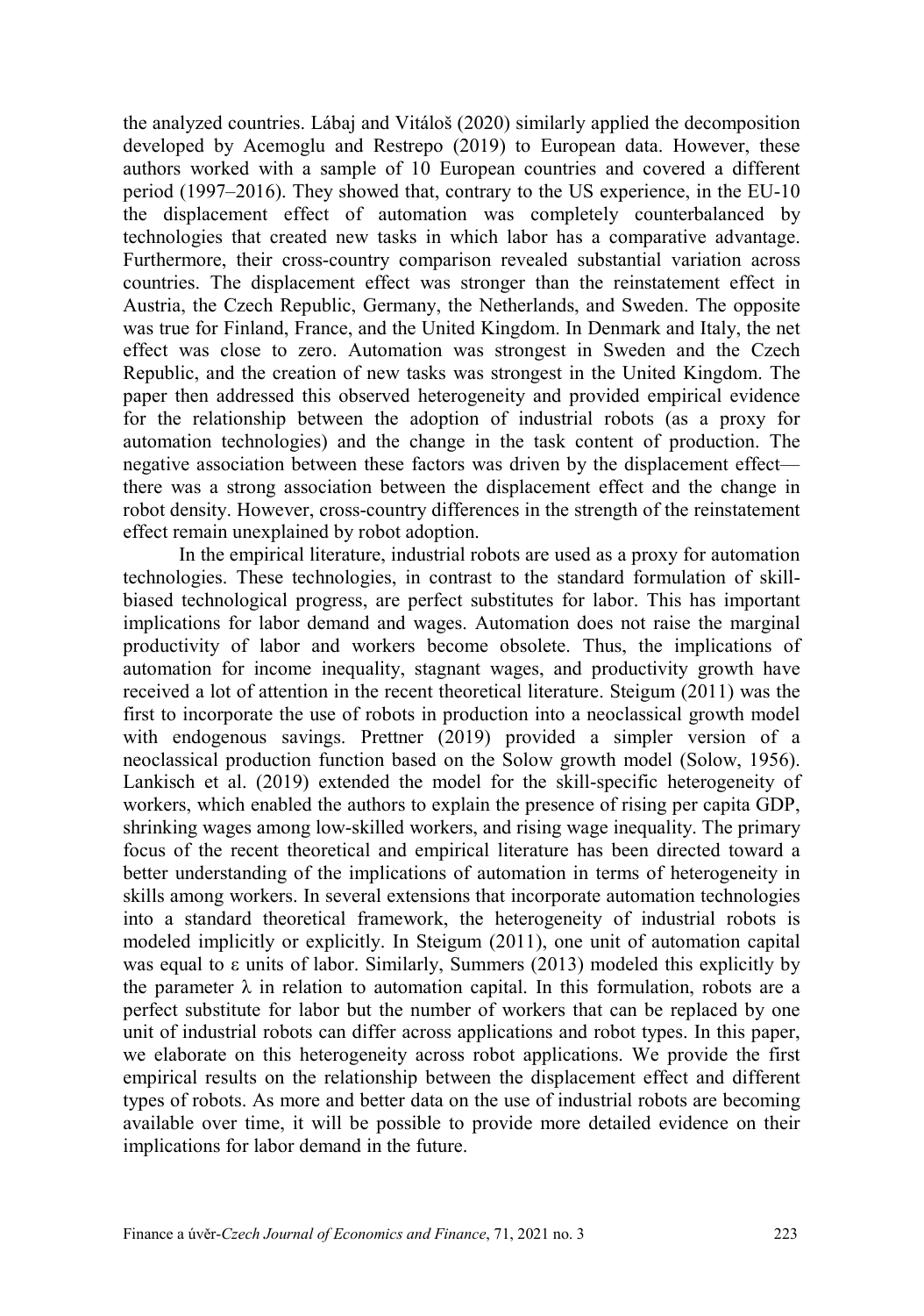the analyzed countries. Lábaj and Vitáloš (2020) similarly applied the decomposition developed by Acemoglu and Restrepo (2019) to European data. However, these authors worked with a sample of 10 European countries and covered a different period (1997–2016). They showed that, contrary to the US experience, in the EU-10 the displacement effect of automation was completely counterbalanced by technologies that created new tasks in which labor has a comparative advantage. Furthermore, their cross-country comparison revealed substantial variation across countries. The displacement effect was stronger than the reinstatement effect in Austria, the Czech Republic, Germany, the Netherlands, and Sweden. The opposite was true for Finland, France, and the United Kingdom. In Denmark and Italy, the net effect was close to zero. Automation was strongest in Sweden and the Czech Republic, and the creation of new tasks was strongest in the United Kingdom. The paper then addressed this observed heterogeneity and provided empirical evidence for the relationship between the adoption of industrial robots (as a proxy for automation technologies) and the change in the task content of production. The negative association between these factors was driven by the displacement effect—there was a strong association between the displacement effect and the change in robot density. However, cross-country differences in the strength of the reinstatement effect remain unexplained by robot adoption.

In the empirical literature, industrial robots are used as a proxy for automation technologies. These technologies, in contrast to the standard formulation of skill-biased technological progress, are perfect substitutes for labor. This has important implications for labor demand and wages. Automation does not raise the marginal productivity of labor and workers become obsolete. Thus, the implications of automation for income inequality, stagnant wages, and productivity growth have received a lot of attention in the recent theoretical literature. Steigum (2011) was the first to incorporate the use of robots in production into a neoclassical growth model with endogenous savings. Prettner (2019) provided a simpler version of a neoclassical production function based on the Solow growth model (Solow, 1956). Lankisch et al. (2019) extended the model for the skill-specific heterogeneity of workers, which enabled the authors to explain the presence of rising per capita GDP, shrinking wages among low-skilled workers, and rising wage inequality. The primary focus of the recent theoretical and empirical literature has been directed toward a better understanding of the implications of automation in terms of heterogeneity in skills among workers. In several extensions that incorporate automation technologies into a standard theoretical framework, the heterogeneity of industrial robots is modeled implicitly or explicitly. In Steigum (2011), one unit of automation capital was equal to $\varepsilon$ units of labor. Similarly, Summers (2013) modeled this explicitly by the parameter $\lambda$ in relation to automation capital. In this formulation, robots are a perfect substitute for labor but the number of workers that can be replaced by one unit of industrial robots can differ across applications and robot types. In this paper, we elaborate on this heterogeneity across robot applications. We provide the first empirical results on the relationship between the displacement effect and different types of robots. As more and better data on the use of industrial robots are becoming available over time, it will be possible to provide more detailed evidence on their implications for labor demand in the future.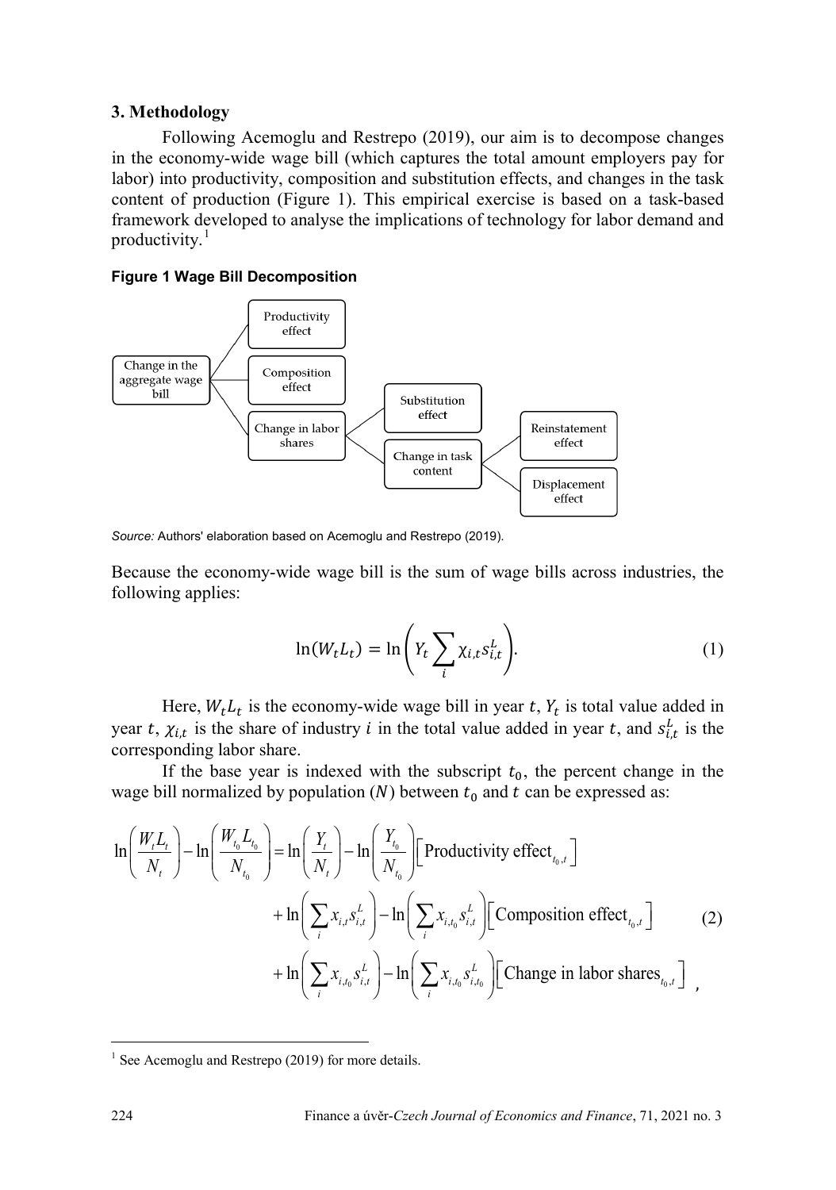## 3. Methodology

Following Acemoglu and Restrepo (2019), our aim is to decompose changes in the economy-wide wage bill (which captures the total amount employers pay for labor) into productivity, composition and substitution effects, and changes in the task content of production (Figure 1). This empirical exercise is based on a task-based framework developed to analyse the implications of technology for labor demand and productivity.[1]

**Figure 1 Wage Bill Decomposition**

- Change in the aggregate wage bill
  - Productivity effect
  - Composition effect
  - Change in labor shares
    - Substitution effect
    - Change in task content
      - Reinstatement effect
      - Displacement effect

*Source:* Authors' elaboration based on Acemoglu and Restrepo (2019).

Because the economy-wide wage bill is the sum of wage bills across industries, the following applies:

$$\ln(W_t L_t) = \ln\left(Y_t \sum_i \chi_{i,t} s_{i,t}^L\right). \tag{1}$$

Here, $W_t L_t$ is the economy-wide wage bill in year $t$, $Y_t$ is total value added in year $t$, $\chi_{i,t}$ is the share of industry $i$ in the total value added in year $t$, and $s_{i,t}^L$ is the corresponding labor share.

If the base year is indexed with the subscript $t_0$, the percent change in the wage bill normalized by population ($N$) between $t_0$ and $t$ can be expressed as:

$$\begin{aligned}
\ln\left(\frac{W_t L_t}{N_t}\right) - \ln\left(\frac{W_{t_0} L_{t_0}}{N_{t_0}}\right) = {} & \ln\left(\frac{Y_t}{N_t}\right) - \ln\left(\frac{Y_{t_0}}{N_{t_0}}\right) \left[\text{Productivity effect}_{t_0,t}\right] \\
& + \ln\left(\sum_i x_{i,t} s_{i,t}^L\right) - \ln\left(\sum_i x_{i,t_0} s_{i,t}^L\right) \left[\text{Composition effect}_{t_0,t}\right] \\
& + \ln\left(\sum_i x_{i,t_0} s_{i,t}^L\right) - \ln\left(\sum_i x_{i,t_0} s_{i,t_0}^L\right) \left[\text{Change in labor shares}_{t_0,t}\right] ,
\end{aligned} \tag{2}$$

---

[1] See Acemoglu and Restrepo (2019) for more details.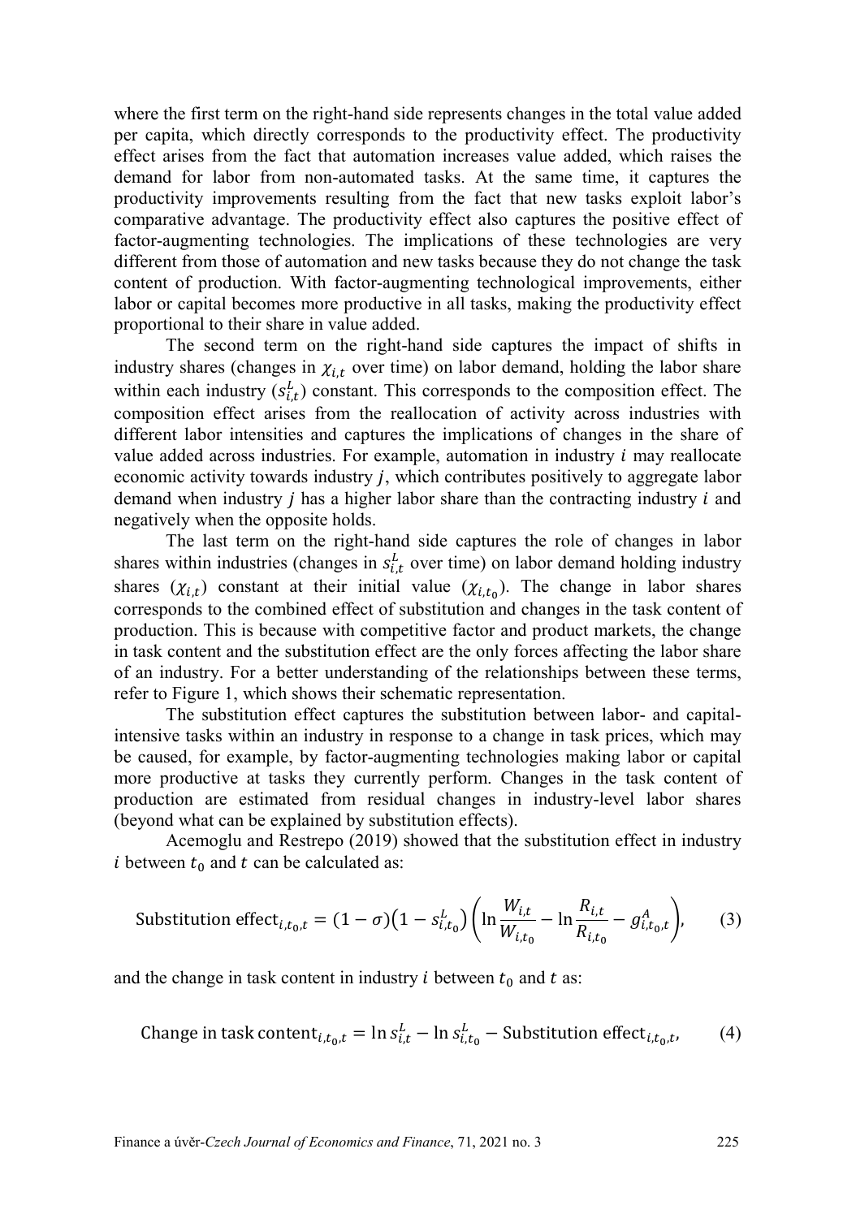where the first term on the right-hand side represents changes in the total value added per capita, which directly corresponds to the productivity effect. The productivity effect arises from the fact that automation increases value added, which raises the demand for labor from non-automated tasks. At the same time, it captures the productivity improvements resulting from the fact that new tasks exploit labor's comparative advantage. The productivity effect also captures the positive effect of factor-augmenting technologies. The implications of these technologies are very different from those of automation and new tasks because they do not change the task content of production. With factor-augmenting technological improvements, either labor or capital becomes more productive in all tasks, making the productivity effect proportional to their share in value added.

The second term on the right-hand side captures the impact of shifts in industry shares (changes in $\chi_{i,t}$ over time) on labor demand, holding the labor share within each industry ($s_{i,t}^{L}$) constant. This corresponds to the composition effect. The composition effect arises from the reallocation of activity across industries with different labor intensities and captures the implications of changes in the share of value added across industries. For example, automation in industry $i$ may reallocate economic activity towards industry $j$, which contributes positively to aggregate labor demand when industry $j$ has a higher labor share than the contracting industry $i$ and negatively when the opposite holds.

The last term on the right-hand side captures the role of changes in labor shares within industries (changes in $s_{i,t}^{L}$ over time) on labor demand holding industry shares ($\chi_{i,t}$) constant at their initial value ($\chi_{i,t_0}$). The change in labor shares corresponds to the combined effect of substitution and changes in the task content of production. This is because with competitive factor and product markets, the change in task content and the substitution effect are the only forces affecting the labor share of an industry. For a better understanding of the relationships between these terms, refer to Figure 1, which shows their schematic representation.

The substitution effect captures the substitution between labor- and capital-intensive tasks within an industry in response to a change in task prices, which may be caused, for example, by factor-augmenting technologies making labor or capital more productive at tasks they currently perform. Changes in the task content of production are estimated from residual changes in industry-level labor shares (beyond what can be explained by substitution effects).

Acemoglu and Restrepo (2019) showed that the substitution effect in industry $i$ between $t_0$ and $t$ can be calculated as:

$$\text{Substitution effect}_{i,t_0,t} = (1-\sigma)\left(1-s_{i,t_0}^{L}\right)\left(\ln\frac{W_{i,t}}{W_{i,t_0}} - \ln\frac{R_{i,t}}{R_{i,t_0}} - g_{i,t_0,t}^{A}\right), \tag{3}$$

and the change in task content in industry $i$ between $t_0$ and $t$ as:

$$\text{Change in task content}_{i,t_0,t} = \ln s_{i,t}^{L} - \ln s_{i,t_0}^{L} - \text{Substitution effect}_{i,t_0,t}, \tag{4}$$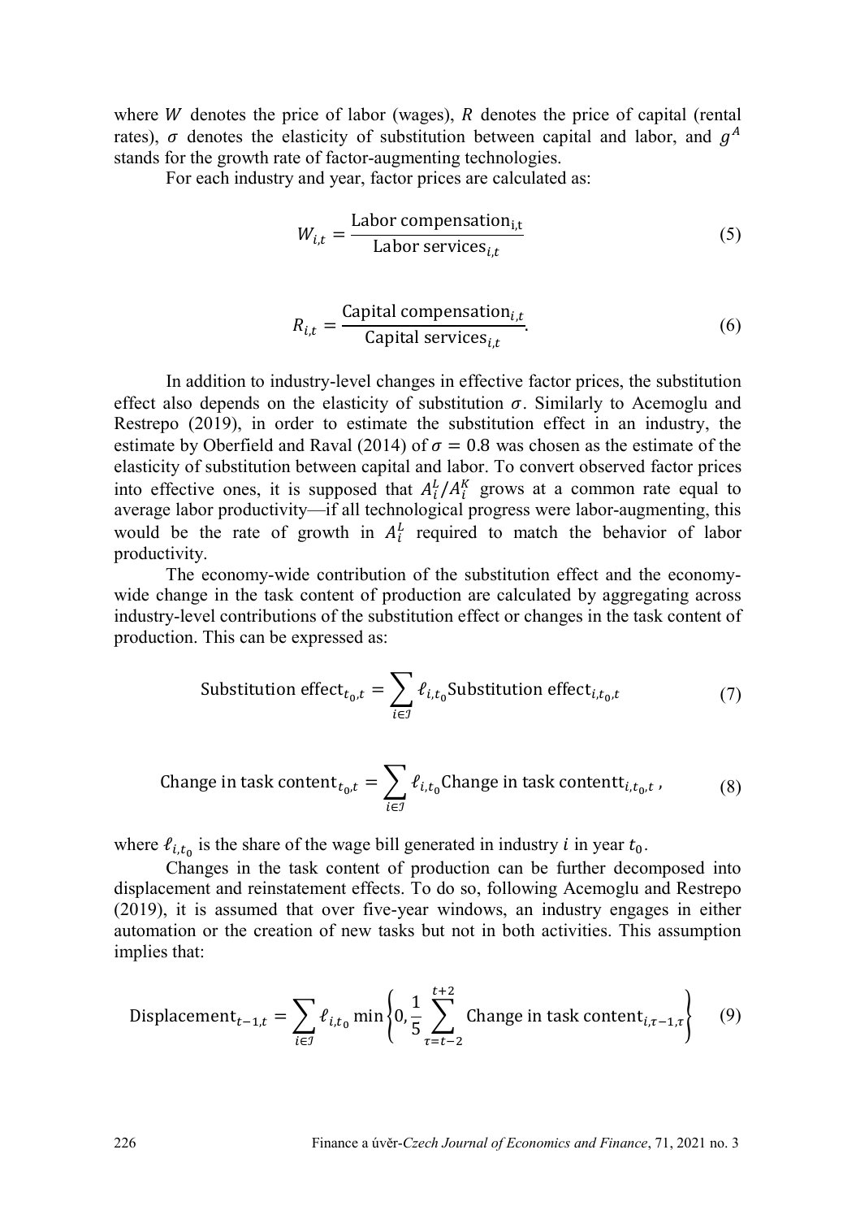where $W$ denotes the price of labor (wages), $R$ denotes the price of capital (rental rates), $\sigma$ denotes the elasticity of substitution between capital and labor, and $g^A$ stands for the growth rate of factor-augmenting technologies.

For each industry and year, factor prices are calculated as:

$$W_{i,t} = \frac{\text{Labor compensation}_{\text{i,t}}}{\text{Labor services}_{i,t}} \tag{5}$$

$$R_{i,t} = \frac{\text{Capital compensation}_{i,t}}{\text{Capital services}_{i,t}}. \tag{6}$$

In addition to industry-level changes in effective factor prices, the substitution effect also depends on the elasticity of substitution $\sigma$. Similarly to Acemoglu and Restrepo (2019), in order to estimate the substitution effect in an industry, the estimate by Oberfield and Raval (2014) of $\sigma = 0.8$ was chosen as the estimate of the elasticity of substitution between capital and labor. To convert observed factor prices into effective ones, it is supposed that $A_i^L/A_i^K$ grows at a common rate equal to average labor productivity—if all technological progress were labor-augmenting, this would be the rate of growth in $A_i^L$ required to match the behavior of labor productivity.

The economy-wide contribution of the substitution effect and the economy-wide change in the task content of production are calculated by aggregating across industry-level contributions of the substitution effect or changes in the task content of production. This can be expressed as:

$$\text{Substitution effect}_{t_0,t} = \sum_{i \in \mathcal{I}} \ell_{i,t_0} \text{Substitution effect}_{i,t_0,t} \tag{7}$$

$$\text{Change in task content}_{t_0,t} = \sum_{i \in \mathcal{I}} \ell_{i,t_0} \text{Change in task contentt}_{i,t_0,t}\,, \tag{8}$$

where $\ell_{i,t_0}$ is the share of the wage bill generated in industry $i$ in year $t_0$.

Changes in the task content of production can be further decomposed into displacement and reinstatement effects. To do so, following Acemoglu and Restrepo (2019), it is assumed that over five-year windows, an industry engages in either automation or the creation of new tasks but not in both activities. This assumption implies that:

$$\text{Displacement}_{t-1,t} = \sum_{i \in \mathcal{I}} \ell_{i,t_0} \min\left\{0, \frac{1}{5} \sum_{\tau=t-2}^{t+2} \text{Change in task content}_{i,\tau-1,\tau}\right\} \tag{9}$$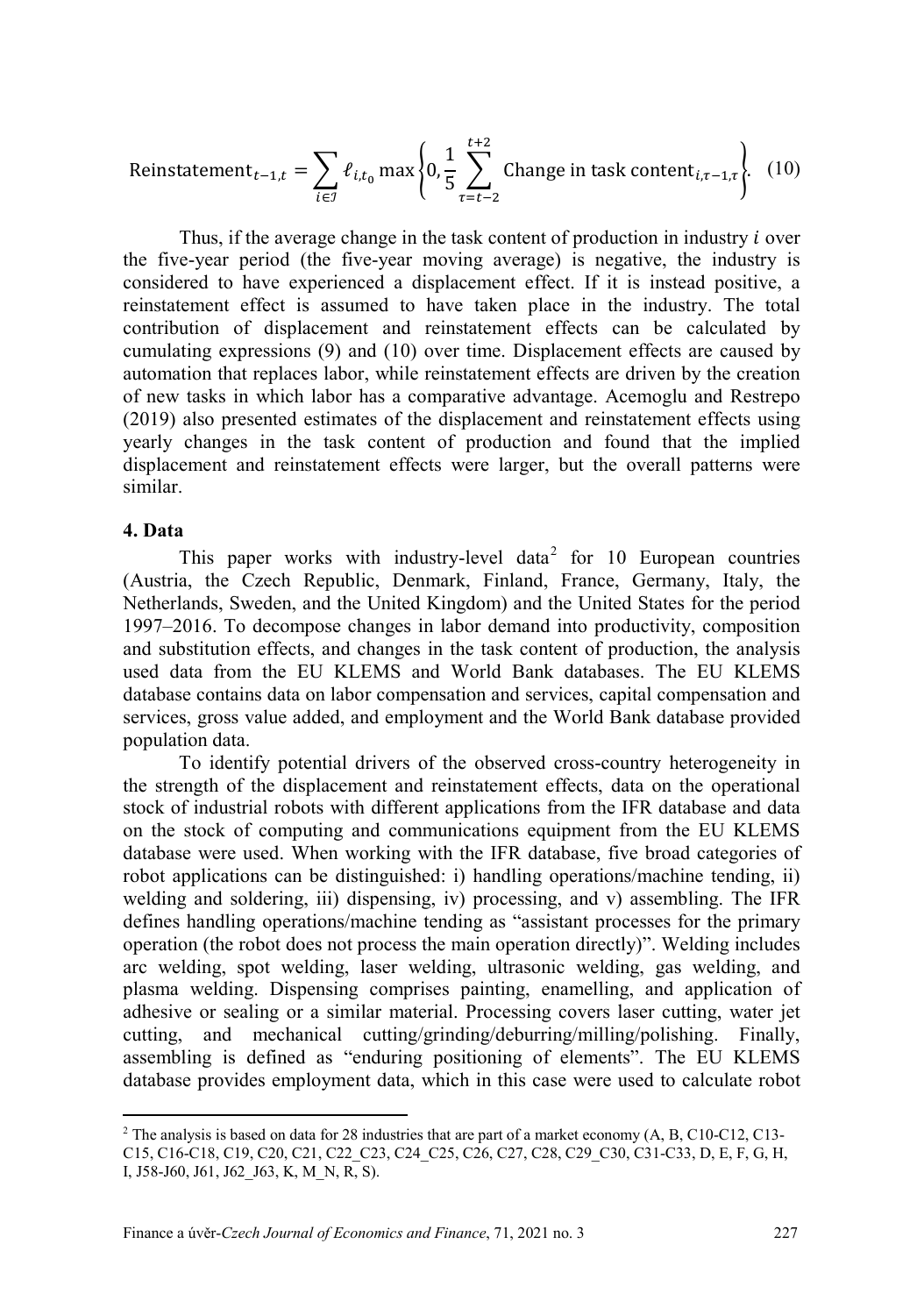$$\text{Reinstatement}_{t-1,t} = \sum_{i \in \mathcal{I}} \ell_{i,t_0} \max\left\{0, \frac{1}{5} \sum_{\tau=t-2}^{t+2} \text{Change in task content}_{i,\tau-1,\tau}\right\}. \quad (10)$$

Thus, if the average change in the task content of production in industry $i$ over the five-year period (the five-year moving average) is negative, the industry is considered to have experienced a displacement effect. If it is instead positive, a reinstatement effect is assumed to have taken place in the industry. The total contribution of displacement and reinstatement effects can be calculated by cumulating expressions (9) and (10) over time. Displacement effects are caused by automation that replaces labor, while reinstatement effects are driven by the creation of new tasks in which labor has a comparative advantage. Acemoglu and Restrepo (2019) also presented estimates of the displacement and reinstatement effects using yearly changes in the task content of production and found that the implied displacement and reinstatement effects were larger, but the overall patterns were similar.

## 4. Data

This paper works with industry-level data[2] for 10 European countries (Austria, the Czech Republic, Denmark, Finland, France, Germany, Italy, the Netherlands, Sweden, and the United Kingdom) and the United States for the period 1997–2016. To decompose changes in labor demand into productivity, composition and substitution effects, and changes in the task content of production, the analysis used data from the EU KLEMS and World Bank databases. The EU KLEMS database contains data on labor compensation and services, capital compensation and services, gross value added, and employment and the World Bank database provided population data.

To identify potential drivers of the observed cross-country heterogeneity in the strength of the displacement and reinstatement effects, data on the operational stock of industrial robots with different applications from the IFR database and data on the stock of computing and communications equipment from the EU KLEMS database were used. When working with the IFR database, five broad categories of robot applications can be distinguished: i) handling operations/machine tending, ii) welding and soldering, iii) dispensing, iv) processing, and v) assembling. The IFR defines handling operations/machine tending as "assistant processes for the primary operation (the robot does not process the main operation directly)". Welding includes arc welding, spot welding, laser welding, ultrasonic welding, gas welding, and plasma welding. Dispensing comprises painting, enamelling, and application of adhesive or sealing or a similar material. Processing covers laser cutting, water jet cutting, and mechanical cutting/grinding/deburring/milling/polishing. Finally, assembling is defined as "enduring positioning of elements". The EU KLEMS database provides employment data, which in this case were used to calculate robot

[2] The analysis is based on data for 28 industries that are part of a market economy (A, B, C10-C12, C13-C15, C16-C18, C19, C20, C21, C22_C23, C24_C25, C26, C27, C28, C29_C30, C31-C33, D, E, F, G, H, I, J58-J60, J61, J62_J63, K, M_N, R, S).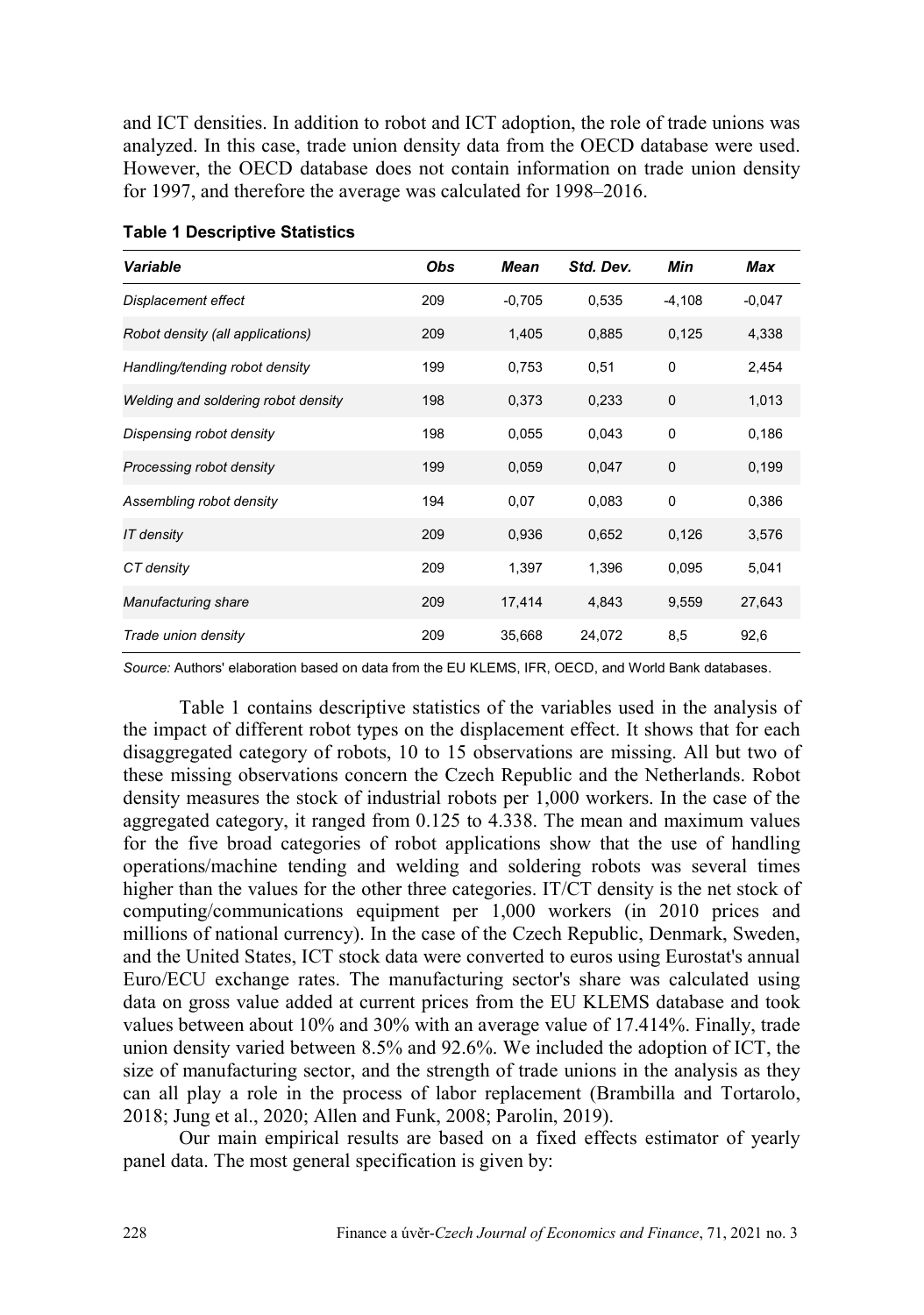and ICT densities. In addition to robot and ICT adoption, the role of trade unions was analyzed. In this case, trade union density data from the OECD database were used. However, the OECD database does not contain information on trade union density for 1997, and therefore the average was calculated for 1998–2016.

**Table 1 Descriptive Statistics**

| *Variable* | *Obs* | *Mean* | *Std. Dev.* | *Min* | *Max* |
|---|---|---|---|---|---|
| *Displacement effect* | 209 | -0,705 | 0,535 | -4,108 | -0,047 |
| *Robot density (all applications)* | 209 | 1,405 | 0,885 | 0,125 | 4,338 |
| *Handling/tending robot density* | 199 | 0,753 | 0,51 | 0 | 2,454 |
| *Welding and soldering robot density* | 198 | 0,373 | 0,233 | 0 | 1,013 |
| *Dispensing robot density* | 198 | 0,055 | 0,043 | 0 | 0,186 |
| *Processing robot density* | 199 | 0,059 | 0,047 | 0 | 0,199 |
| *Assembling robot density* | 194 | 0,07 | 0,083 | 0 | 0,386 |
| *IT density* | 209 | 0,936 | 0,652 | 0,126 | 3,576 |
| *CT density* | 209 | 1,397 | 1,396 | 0,095 | 5,041 |
| *Manufacturing share* | 209 | 17,414 | 4,843 | 9,559 | 27,643 |
| *Trade union density* | 209 | 35,668 | 24,072 | 8,5 | 92,6 |

*Source:* Authors' elaboration based on data from the EU KLEMS, IFR, OECD, and World Bank databases.

Table 1 contains descriptive statistics of the variables used in the analysis of the impact of different robot types on the displacement effect. It shows that for each disaggregated category of robots, 10 to 15 observations are missing. All but two of these missing observations concern the Czech Republic and the Netherlands. Robot density measures the stock of industrial robots per 1,000 workers. In the case of the aggregated category, it ranged from 0.125 to 4.338. The mean and maximum values for the five broad categories of robot applications show that the use of handling operations/machine tending and welding and soldering robots was several times higher than the values for the other three categories. IT/CT density is the net stock of computing/communications equipment per 1,000 workers (in 2010 prices and millions of national currency). In the case of the Czech Republic, Denmark, Sweden, and the United States, ICT stock data were converted to euros using Eurostat's annual Euro/ECU exchange rates. The manufacturing sector's share was calculated using data on gross value added at current prices from the EU KLEMS database and took values between about 10% and 30% with an average value of 17.414%. Finally, trade union density varied between 8.5% and 92.6%. We included the adoption of ICT, the size of manufacturing sector, and the strength of trade unions in the analysis as they can all play a role in the process of labor replacement (Brambilla and Tortarolo, 2018; Jung et al., 2020; Allen and Funk, 2008; Parolin, 2019).

Our main empirical results are based on a fixed effects estimator of yearly panel data. The most general specification is given by: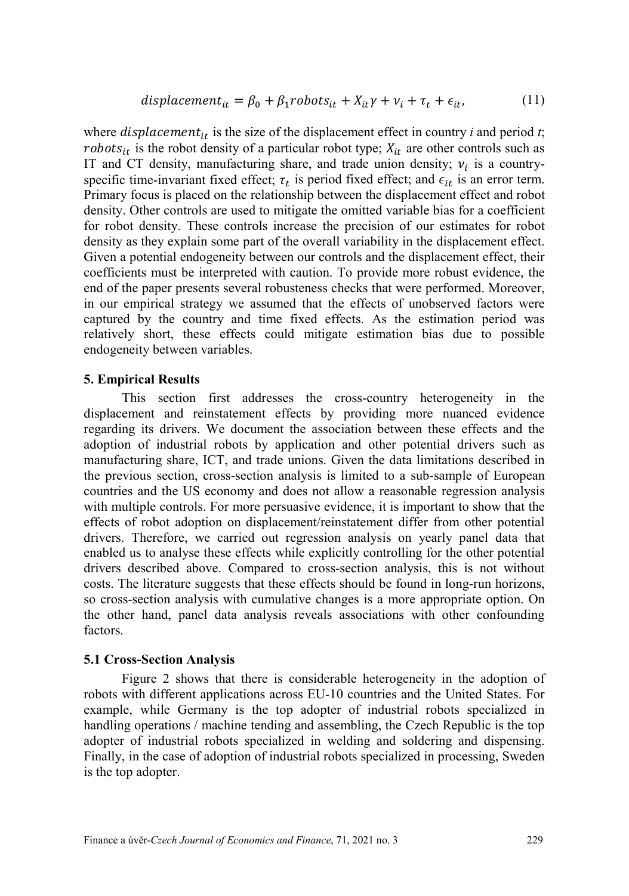$$displacement_{it} = \beta_0 + \beta_1 robots_{it} + X_{it}\gamma + \nu_i + \tau_t + \epsilon_{it}, \tag{11}$$

where $displacement_{it}$ is the size of the displacement effect in country *i* and period *t*; $robots_{it}$ is the robot density of a particular robot type; $X_{it}$ are other controls such as IT and CT density, manufacturing share, and trade union density; $\nu_i$ is a country-specific time-invariant fixed effect; $\tau_t$ is period fixed effect; and $\epsilon_{it}$ is an error term. Primary focus is placed on the relationship between the displacement effect and robot density. Other controls are used to mitigate the omitted variable bias for a coefficient for robot density. These controls increase the precision of our estimates for robot density as they explain some part of the overall variability in the displacement effect. Given a potential endogeneity between our controls and the displacement effect, their coefficients must be interpreted with caution. To provide more robust evidence, the end of the paper presents several robusteness checks that were performed. Moreover, in our empirical strategy we assumed that the effects of unobserved factors were captured by the country and time fixed effects. As the estimation period was relatively short, these effects could mitigate estimation bias due to possible endogeneity between variables.

## 5. Empirical Results

This section first addresses the cross-country heterogeneity in the displacement and reinstatement effects by providing more nuanced evidence regarding its drivers. We document the association between these effects and the adoption of industrial robots by application and other potential drivers such as manufacturing share, ICT, and trade unions. Given the data limitations described in the previous section, cross-section analysis is limited to a sub-sample of European countries and the US economy and does not allow a reasonable regression analysis with multiple controls. For more persuasive evidence, it is important to show that the effects of robot adoption on displacement/reinstatement differ from other potential drivers. Therefore, we carried out regression analysis on yearly panel data that enabled us to analyse these effects while explicitly controlling for the other potential drivers described above. Compared to cross-section analysis, this is not without costs. The literature suggests that these effects should be found in long-run horizons, so cross-section analysis with cumulative changes is a more appropriate option. On the other hand, panel data analysis reveals associations with other confounding factors.

### 5.1 Cross-Section Analysis

Figure 2 shows that there is considerable heterogeneity in the adoption of robots with different applications across EU-10 countries and the United States. For example, while Germany is the top adopter of industrial robots specialized in handling operations / machine tending and assembling, the Czech Republic is the top adopter of industrial robots specialized in welding and soldering and dispensing. Finally, in the case of adoption of industrial robots specialized in processing, Sweden is the top adopter.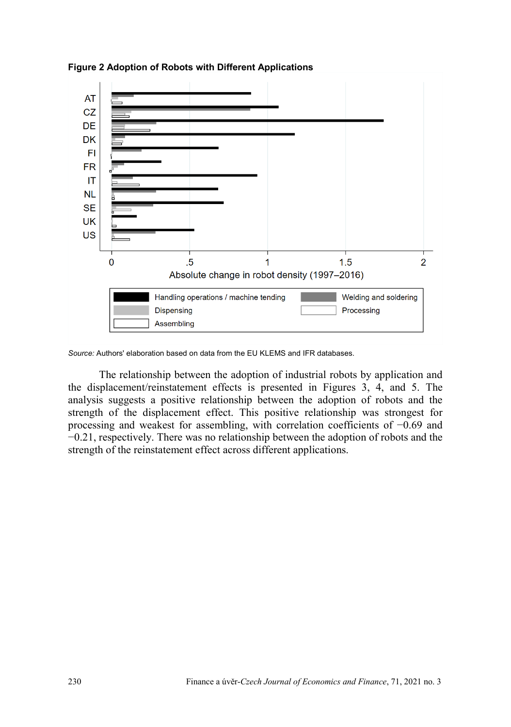**Figure 2 Adoption of Robots with Different Applications**

*Source:* Authors' elaboration based on data from the EU KLEMS and IFR databases.

The relationship between the adoption of industrial robots by application and the displacement/reinstatement effects is presented in Figures 3, 4, and 5. The analysis suggests a positive relationship between the adoption of robots and the strength of the displacement effect. This positive relationship was strongest for processing and weakest for assembling, with correlation coefficients of −0.69 and −0.21, respectively. There was no relationship between the adoption of robots and the strength of the reinstatement effect across different applications.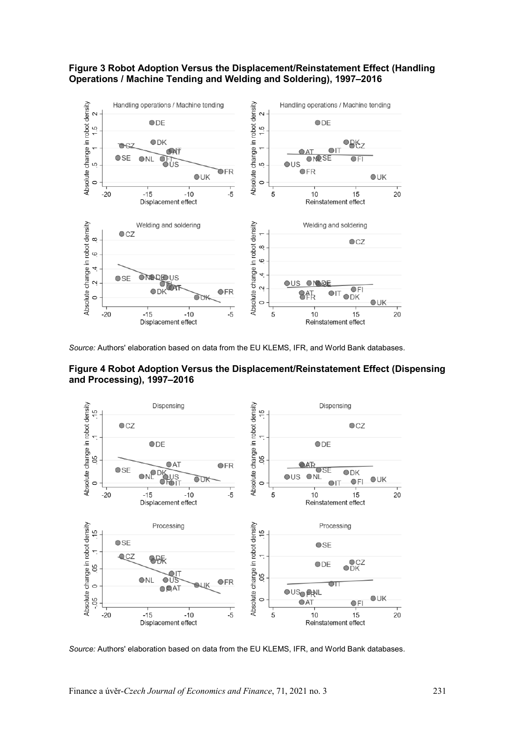**Figure 3 Robot Adoption Versus the Displacement/Reinstatement Effect (Handling Operations / Machine Tending and Welding and Soldering), 1997–2016**

*Source:* Authors' elaboration based on data from the EU KLEMS, IFR, and World Bank databases.

**Figure 4 Robot Adoption Versus the Displacement/Reinstatement Effect (Dispensing and Processing), 1997–2016**

*Source:* Authors' elaboration based on data from the EU KLEMS, IFR, and World Bank databases.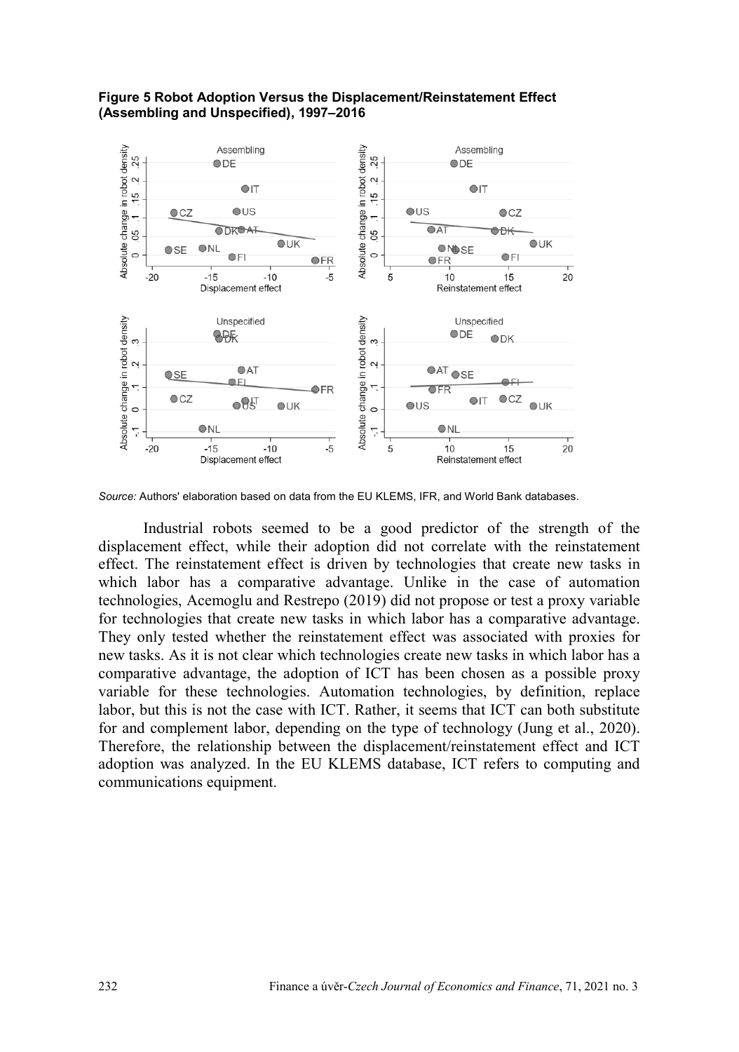**Figure 5 Robot Adoption Versus the Displacement/Reinstatement Effect (Assembling and Unspecified), 1997–2016**

*Source:* Authors' elaboration based on data from the EU KLEMS, IFR, and World Bank databases.

Industrial robots seemed to be a good predictor of the strength of the displacement effect, while their adoption did not correlate with the reinstatement effect. The reinstatement effect is driven by technologies that create new tasks in which labor has a comparative advantage. Unlike in the case of automation technologies, Acemoglu and Restrepo (2019) did not propose or test a proxy variable for technologies that create new tasks in which labor has a comparative advantage. They only tested whether the reinstatement effect was associated with proxies for new tasks. As it is not clear which technologies create new tasks in which labor has a comparative advantage, the adoption of ICT has been chosen as a possible proxy variable for these technologies. Automation technologies, by definition, replace labor, but this is not the case with ICT. Rather, it seems that ICT can both substitute for and complement labor, depending on the type of technology (Jung et al., 2020). Therefore, the relationship between the displacement/reinstatement effect and ICT adoption was analyzed. In the EU KLEMS database, ICT refers to computing and communications equipment.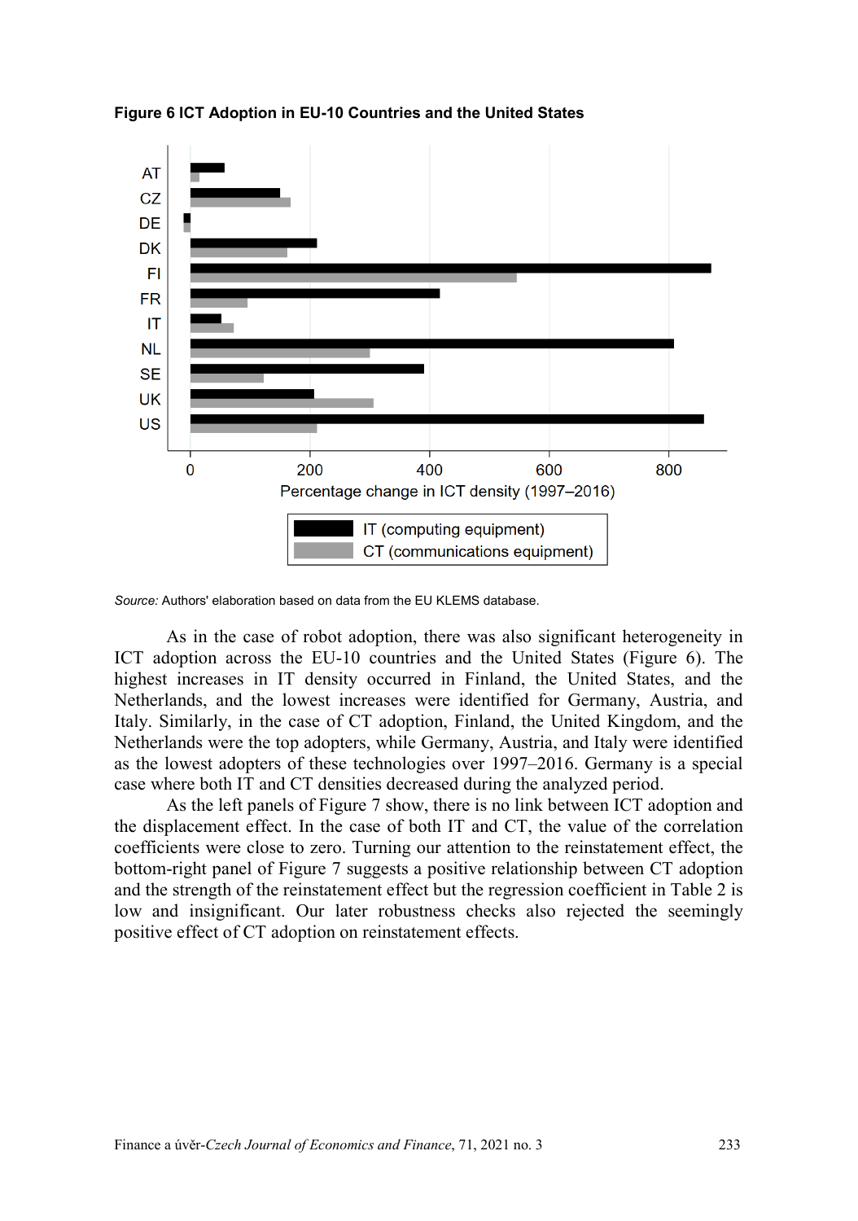**Figure 6 ICT Adoption in EU-10 Countries and the United States**

*Source:* Authors' elaboration based on data from the EU KLEMS database.

As in the case of robot adoption, there was also significant heterogeneity in ICT adoption across the EU-10 countries and the United States (Figure 6). The highest increases in IT density occurred in Finland, the United States, and the Netherlands, and the lowest increases were identified for Germany, Austria, and Italy. Similarly, in the case of CT adoption, Finland, the United Kingdom, and the Netherlands were the top adopters, while Germany, Austria, and Italy were identified as the lowest adopters of these technologies over 1997–2016. Germany is a special case where both IT and CT densities decreased during the analyzed period.

As the left panels of Figure 7 show, there is no link between ICT adoption and the displacement effect. In the case of both IT and CT, the value of the correlation coefficients were close to zero. Turning our attention to the reinstatement effect, the bottom-right panel of Figure 7 suggests a positive relationship between CT adoption and the strength of the reinstatement effect but the regression coefficient in Table 2 is low and insignificant. Our later robustness checks also rejected the seemingly positive effect of CT adoption on reinstatement effects.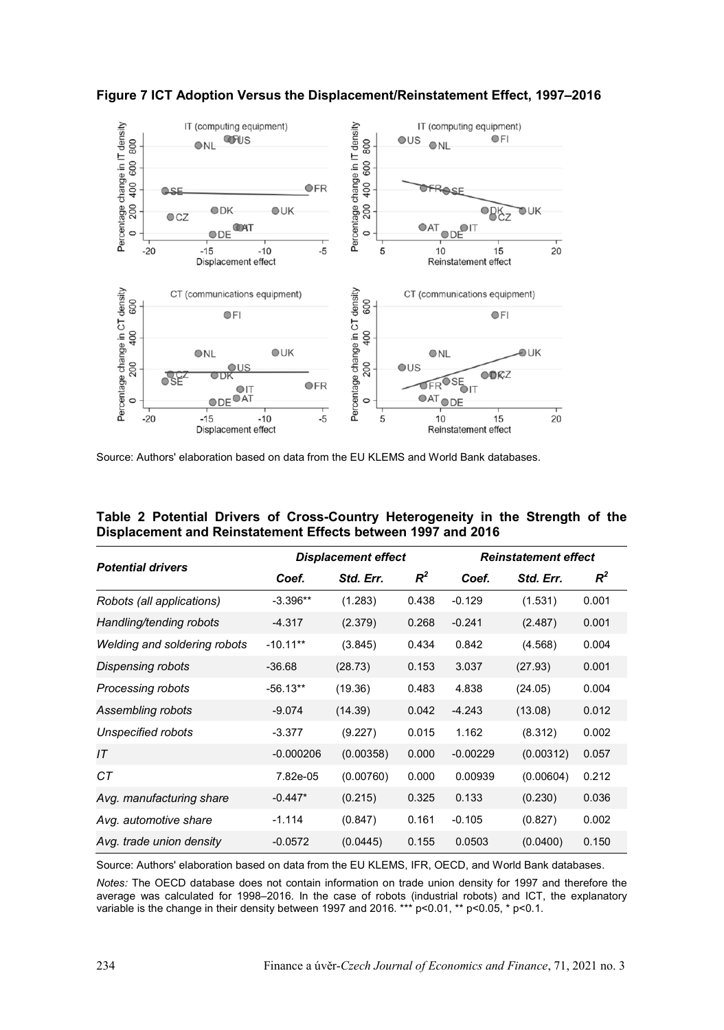**Figure 7 ICT Adoption Versus the Displacement/Reinstatement Effect, 1997–2016**

Source: Authors' elaboration based on data from the EU KLEMS and World Bank databases.

**Table 2 Potential Drivers of Cross-Country Heterogeneity in the Strength of the Displacement and Reinstatement Effects between 1997 and 2016**

| *Potential drivers* | *Displacement effect* | | | *Reinstatement effect* | | |
|---|---|---|---|---|---|---|
| | *Coef.* | *Std. Err.* | $R^2$ | *Coef.* | *Std. Err.* | $R^2$ |
| *Robots (all applications)* | -3.396** | (1.283) | 0.438 | -0.129 | (1.531) | 0.001 |
| *Handling/tending robots* | -4.317 | (2.379) | 0.268 | -0.241 | (2.487) | 0.001 |
| *Welding and soldering robots* | -10.11** | (3.845) | 0.434 | 0.842 | (4.568) | 0.004 |
| *Dispensing robots* | -36.68 | (28.73) | 0.153 | 3.037 | (27.93) | 0.001 |
| *Processing robots* | -56.13** | (19.36) | 0.483 | 4.838 | (24.05) | 0.004 |
| *Assembling robots* | -9.074 | (14.39) | 0.042 | -4.243 | (13.08) | 0.012 |
| *Unspecified robots* | -3.377 | (9.227) | 0.015 | 1.162 | (8.312) | 0.002 |
| *IT* | -0.000206 | (0.00358) | 0.000 | -0.00229 | (0.00312) | 0.057 |
| *CT* | 7.82e-05 | (0.00760) | 0.000 | 0.00939 | (0.00604) | 0.212 |
| *Avg. manufacturing share* | -0.447* | (0.215) | 0.325 | 0.133 | (0.230) | 0.036 |
| *Avg. automotive share* | -1.114 | (0.847) | 0.161 | -0.105 | (0.827) | 0.002 |
| *Avg. trade union density* | -0.0572 | (0.0445) | 0.155 | 0.0503 | (0.0400) | 0.150 |

Source: Authors' elaboration based on data from the EU KLEMS, IFR, OECD, and World Bank databases.

*Notes:* The OECD database does not contain information on trade union density for 1997 and therefore the average was calculated for 1998–2016. In the case of robots (industrial robots) and ICT, the explanatory variable is the change in their density between 1997 and 2016. *** p<0.01, ** p<0.05, * p<0.1.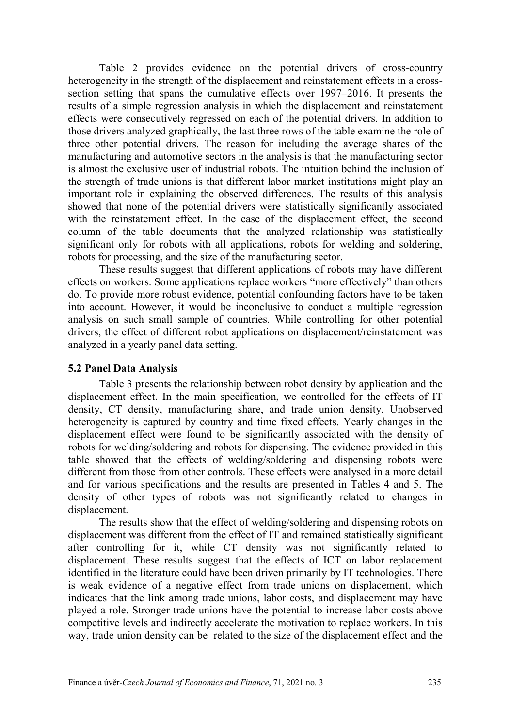Table 2 provides evidence on the potential drivers of cross-country heterogeneity in the strength of the displacement and reinstatement effects in a cross-section setting that spans the cumulative effects over 1997–2016. It presents the results of a simple regression analysis in which the displacement and reinstatement effects were consecutively regressed on each of the potential drivers. In addition to those drivers analyzed graphically, the last three rows of the table examine the role of three other potential drivers. The reason for including the average shares of the manufacturing and automotive sectors in the analysis is that the manufacturing sector is almost the exclusive user of industrial robots. The intuition behind the inclusion of the strength of trade unions is that different labor market institutions might play an important role in explaining the observed differences. The results of this analysis showed that none of the potential drivers were statistically significantly associated with the reinstatement effect. In the case of the displacement effect, the second column of the table documents that the analyzed relationship was statistically significant only for robots with all applications, robots for welding and soldering, robots for processing, and the size of the manufacturing sector.

These results suggest that different applications of robots may have different effects on workers. Some applications replace workers "more effectively" than others do. To provide more robust evidence, potential confounding factors have to be taken into account. However, it would be inconclusive to conduct a multiple regression analysis on such small sample of countries. While controlling for other potential drivers, the effect of different robot applications on displacement/reinstatement was analyzed in a yearly panel data setting.

### 5.2 Panel Data Analysis

Table 3 presents the relationship between robot density by application and the displacement effect. In the main specification, we controlled for the effects of IT density, CT density, manufacturing share, and trade union density. Unobserved heterogeneity is captured by country and time fixed effects. Yearly changes in the displacement effect were found to be significantly associated with the density of robots for welding/soldering and robots for dispensing. The evidence provided in this table showed that the effects of welding/soldering and dispensing robots were different from those from other controls. These effects were analysed in a more detail and for various specifications and the results are presented in Tables 4 and 5. The density of other types of robots was not significantly related to changes in displacement.

The results show that the effect of welding/soldering and dispensing robots on displacement was different from the effect of IT and remained statistically significant after controlling for it, while CT density was not significantly related to displacement. These results suggest that the effects of ICT on labor replacement identified in the literature could have been driven primarily by IT technologies. There is weak evidence of a negative effect from trade unions on displacement, which indicates that the link among trade unions, labor costs, and displacement may have played a role. Stronger trade unions have the potential to increase labor costs above competitive levels and indirectly accelerate the motivation to replace workers. In this way, trade union density can be related to the size of the displacement effect and the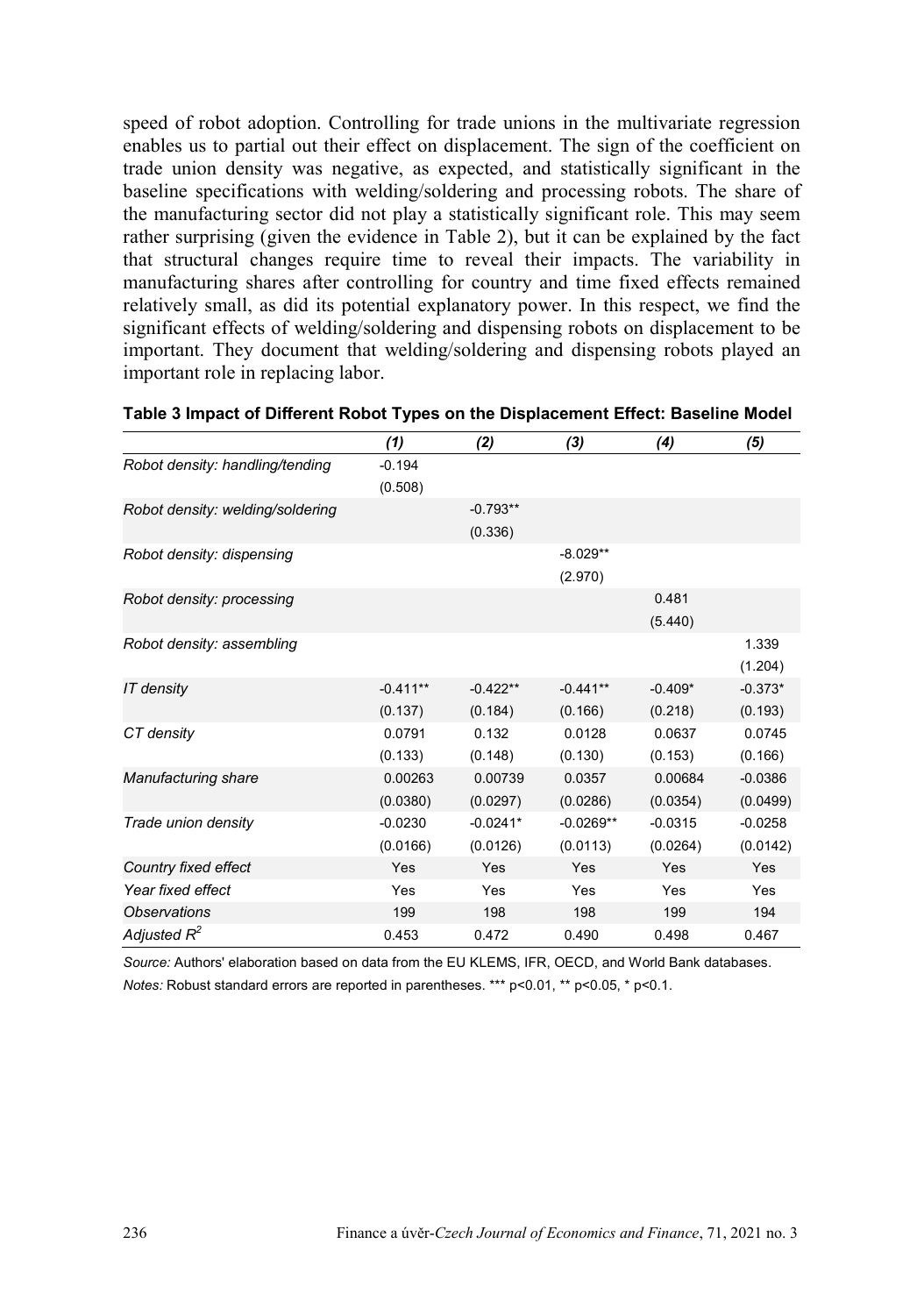speed of robot adoption. Controlling for trade unions in the multivariate regression enables us to partial out their effect on displacement. The sign of the coefficient on trade union density was negative, as expected, and statistically significant in the baseline specifications with welding/soldering and processing robots. The share of the manufacturing sector did not play a statistically significant role. This may seem rather surprising (given the evidence in Table 2), but it can be explained by the fact that structural changes require time to reveal their impacts. The variability in manufacturing shares after controlling for country and time fixed effects remained relatively small, as did its potential explanatory power. In this respect, we find the significant effects of welding/soldering and dispensing robots on displacement to be important. They document that welding/soldering and dispensing robots played an important role in replacing labor.

**Table 3 Impact of Different Robot Types on the Displacement Effect: Baseline Model**

| | *(1)* | *(2)* | *(3)* | *(4)* | *(5)* |
|---|---|---|---|---|---|
| *Robot density: handling/tending* | -0.194 | | | | |
| | (0.508) | | | | |
| *Robot density: welding/soldering* | | -0.793** | | | |
| | | (0.336) | | | |
| *Robot density: dispensing* | | | -8.029** | | |
| | | | (2.970) | | |
| *Robot density: processing* | | | | 0.481 | |
| | | | | (5.440) | |
| *Robot density: assembling* | | | | | 1.339 |
| | | | | | (1.204) |
| *IT density* | -0.411** | -0.422** | -0.441** | -0.409* | -0.373* |
| | (0.137) | (0.184) | (0.166) | (0.218) | (0.193) |
| *CT density* | 0.0791 | 0.132 | 0.0128 | 0.0637 | 0.0745 |
| | (0.133) | (0.148) | (0.130) | (0.153) | (0.166) |
| *Manufacturing share* | 0.00263 | 0.00739 | 0.0357 | 0.00684 | -0.0386 |
| | (0.0380) | (0.0297) | (0.0286) | (0.0354) | (0.0499) |
| *Trade union density* | -0.0230 | -0.0241* | -0.0269** | -0.0315 | -0.0258 |
| | (0.0166) | (0.0126) | (0.0113) | (0.0264) | (0.0142) |
| *Country fixed effect* | Yes | Yes | Yes | Yes | Yes |
| *Year fixed effect* | Yes | Yes | Yes | Yes | Yes |
| *Observations* | 199 | 198 | 198 | 199 | 194 |
| *Adjusted $R^2$* | 0.453 | 0.472 | 0.490 | 0.498 | 0.467 |

*Source:* Authors' elaboration based on data from the EU KLEMS, IFR, OECD, and World Bank databases.

*Notes:* Robust standard errors are reported in parentheses. *** p<0.01, ** p<0.05, * p<0.1.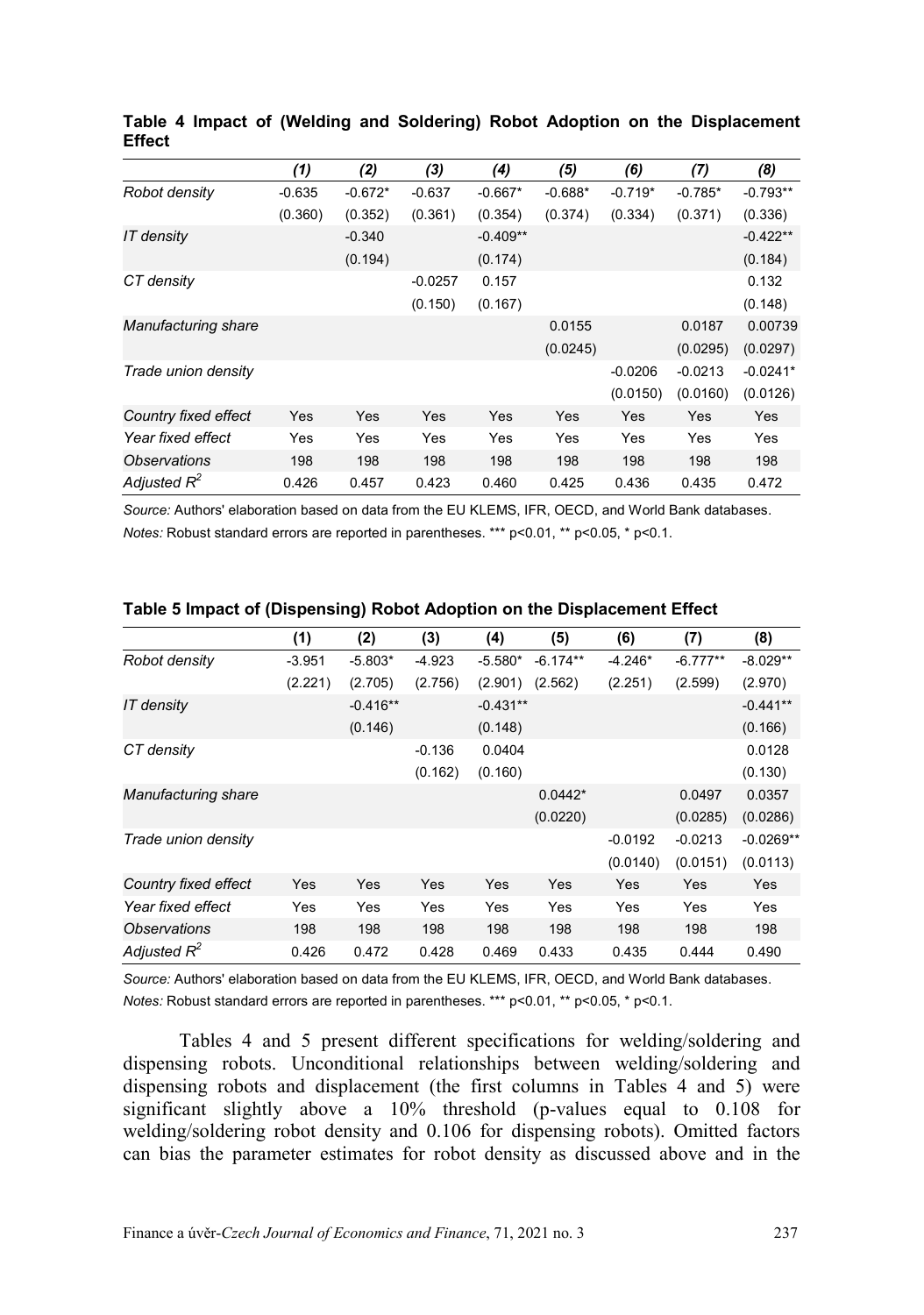**Table 4 Impact of (Welding and Soldering) Robot Adoption on the Displacement Effect**

| | *(1)* | *(2)* | *(3)* | *(4)* | *(5)* | *(6)* | *(7)* | *(8)* |
|---|---|---|---|---|---|---|---|---|
| *Robot density* | -0.635 | -0.672* | -0.637 | -0.667* | -0.688* | -0.719* | -0.785* | -0.793** |
| | (0.360) | (0.352) | (0.361) | (0.354) | (0.374) | (0.334) | (0.371) | (0.336) |
| *IT density* | | -0.340 | | -0.409** | | | | -0.422** |
| | | (0.194) | | (0.174) | | | | (0.184) |
| *CT density* | | | -0.0257 | 0.157 | | | | 0.132 |
| | | | (0.150) | (0.167) | | | | (0.148) |
| *Manufacturing share* | | | | | 0.0155 | | 0.0187 | 0.00739 |
| | | | | | (0.0245) | | (0.0295) | (0.0297) |
| *Trade union density* | | | | | | -0.0206 | -0.0213 | -0.0241* |
| | | | | | | (0.0150) | (0.0160) | (0.0126) |
| *Country fixed effect* | Yes | Yes | Yes | Yes | Yes | Yes | Yes | Yes |
| *Year fixed effect* | Yes | Yes | Yes | Yes | Yes | Yes | Yes | Yes |
| *Observations* | 198 | 198 | 198 | 198 | 198 | 198 | 198 | 198 |
| *Adjusted $R^2$* | 0.426 | 0.457 | 0.423 | 0.460 | 0.425 | 0.436 | 0.435 | 0.472 |

*Source:* Authors' elaboration based on data from the EU KLEMS, IFR, OECD, and World Bank databases.
*Notes:* Robust standard errors are reported in parentheses. *** p<0.01, ** p<0.05, * p<0.1.

**Table 5 Impact of (Dispensing) Robot Adoption on the Displacement Effect**

| | (1) | (2) | (3) | (4) | (5) | (6) | (7) | (8) |
|---|---|---|---|---|---|---|---|---|
| *Robot density* | -3.951 | -5.803* | -4.923 | -5.580* | -6.174** | -4.246* | -6.777** | -8.029** |
| | (2.221) | (2.705) | (2.756) | (2.901) | (2.562) | (2.251) | (2.599) | (2.970) |
| *IT density* | | -0.416** | | -0.431** | | | | -0.441** |
| | | (0.146) | | (0.148) | | | | (0.166) |
| *CT density* | | | -0.136 | 0.0404 | | | | 0.0128 |
| | | | (0.162) | (0.160) | | | | (0.130) |
| *Manufacturing share* | | | | | 0.0442* | | 0.0497 | 0.0357 |
| | | | | | (0.0220) | | (0.0285) | (0.0286) |
| *Trade union density* | | | | | | -0.0192 | -0.0213 | -0.0269** |
| | | | | | | (0.0140) | (0.0151) | (0.0113) |
| *Country fixed effect* | Yes | Yes | Yes | Yes | Yes | Yes | Yes | Yes |
| *Year fixed effect* | Yes | Yes | Yes | Yes | Yes | Yes | Yes | Yes |
| *Observations* | 198 | 198 | 198 | 198 | 198 | 198 | 198 | 198 |
| *Adjusted $R^2$* | 0.426 | 0.472 | 0.428 | 0.469 | 0.433 | 0.435 | 0.444 | 0.490 |

*Source:* Authors' elaboration based on data from the EU KLEMS, IFR, OECD, and World Bank databases.
*Notes:* Robust standard errors are reported in parentheses. *** p<0.01, ** p<0.05, * p<0.1.

Tables 4 and 5 present different specifications for welding/soldering and dispensing robots. Unconditional relationships between welding/soldering and dispensing robots and displacement (the first columns in Tables 4 and 5) were significant slightly above a 10% threshold (p-values equal to 0.108 for welding/soldering robot density and 0.106 for dispensing robots). Omitted factors can bias the parameter estimates for robot density as discussed above and in the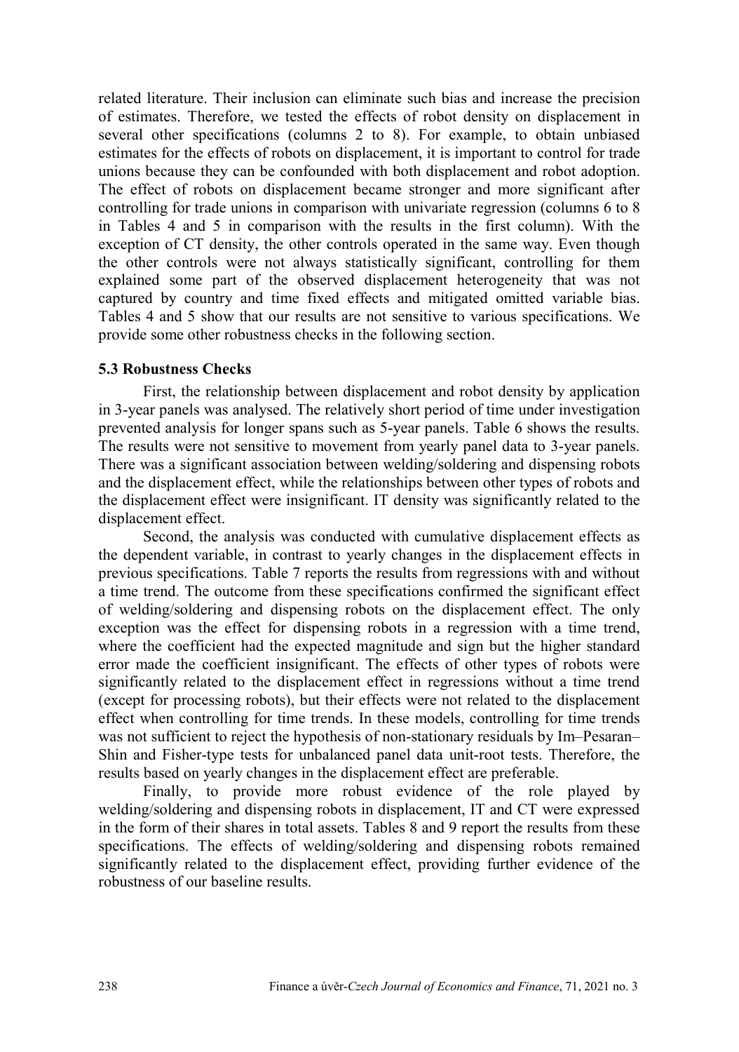related literature. Their inclusion can eliminate such bias and increase the precision of estimates. Therefore, we tested the effects of robot density on displacement in several other specifications (columns 2 to 8). For example, to obtain unbiased estimates for the effects of robots on displacement, it is important to control for trade unions because they can be confounded with both displacement and robot adoption. The effect of robots on displacement became stronger and more significant after controlling for trade unions in comparison with univariate regression (columns 6 to 8 in Tables 4 and 5 in comparison with the results in the first column). With the exception of CT density, the other controls operated in the same way. Even though the other controls were not always statistically significant, controlling for them explained some part of the observed displacement heterogeneity that was not captured by country and time fixed effects and mitigated omitted variable bias. Tables 4 and 5 show that our results are not sensitive to various specifications. We provide some other robustness checks in the following section.

### 5.3 Robustness Checks

First, the relationship between displacement and robot density by application in 3-year panels was analysed. The relatively short period of time under investigation prevented analysis for longer spans such as 5-year panels. Table 6 shows the results. The results were not sensitive to movement from yearly panel data to 3-year panels. There was a significant association between welding/soldering and dispensing robots and the displacement effect, while the relationships between other types of robots and the displacement effect were insignificant. IT density was significantly related to the displacement effect.

Second, the analysis was conducted with cumulative displacement effects as the dependent variable, in contrast to yearly changes in the displacement effects in previous specifications. Table 7 reports the results from regressions with and without a time trend. The outcome from these specifications confirmed the significant effect of welding/soldering and dispensing robots on the displacement effect. The only exception was the effect for dispensing robots in a regression with a time trend, where the coefficient had the expected magnitude and sign but the higher standard error made the coefficient insignificant. The effects of other types of robots were significantly related to the displacement effect in regressions without a time trend (except for processing robots), but their effects were not related to the displacement effect when controlling for time trends. In these models, controlling for time trends was not sufficient to reject the hypothesis of non-stationary residuals by Im–Pesaran–Shin and Fisher-type tests for unbalanced panel data unit-root tests. Therefore, the results based on yearly changes in the displacement effect are preferable.

Finally, to provide more robust evidence of the role played by welding/soldering and dispensing robots in displacement, IT and CT were expressed in the form of their shares in total assets. Tables 8 and 9 report the results from these specifications. The effects of welding/soldering and dispensing robots remained significantly related to the displacement effect, providing further evidence of the robustness of our baseline results.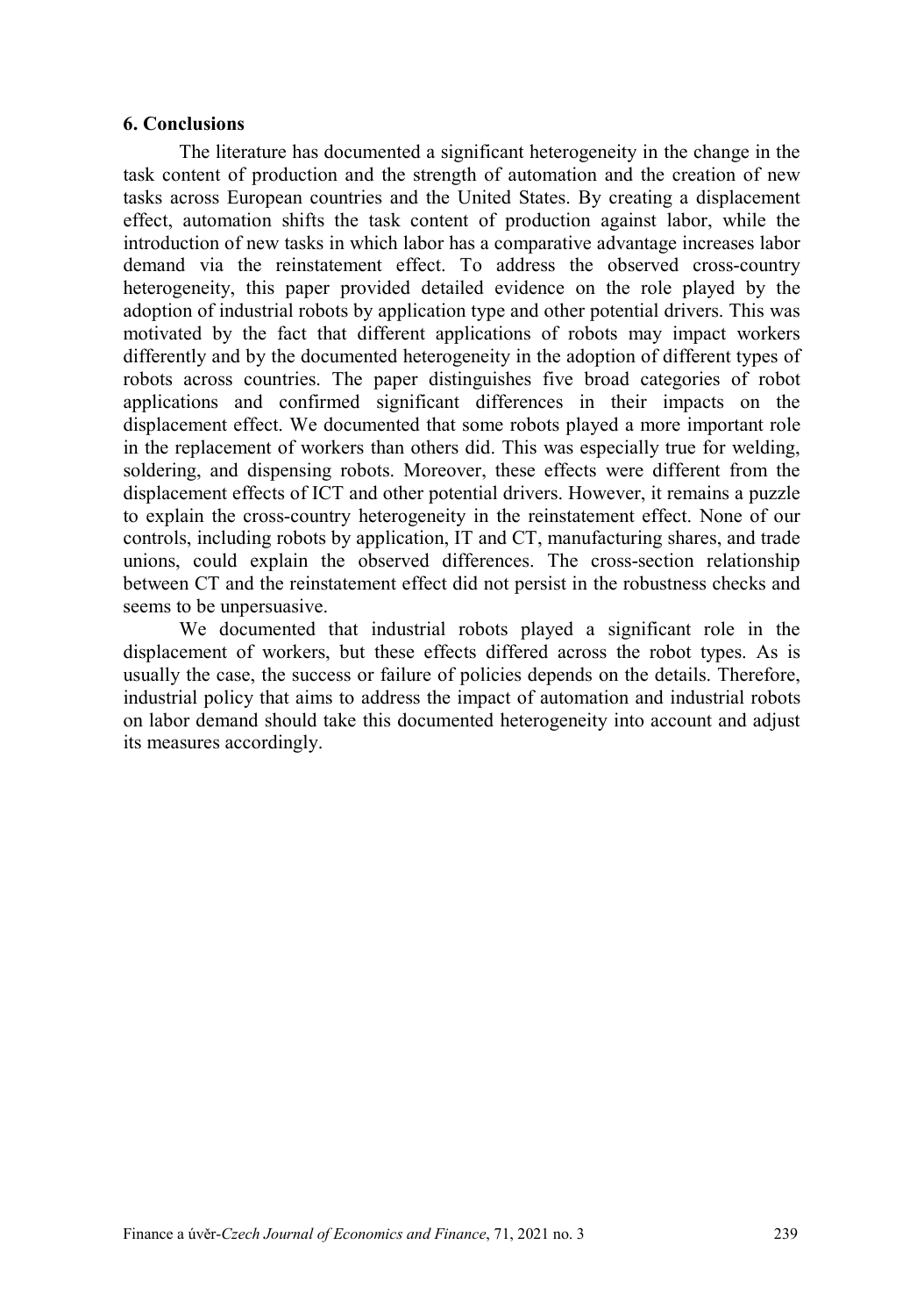## 6. Conclusions

The literature has documented a significant heterogeneity in the change in the task content of production and the strength of automation and the creation of new tasks across European countries and the United States. By creating a displacement effect, automation shifts the task content of production against labor, while the introduction of new tasks in which labor has a comparative advantage increases labor demand via the reinstatement effect. To address the observed cross-country heterogeneity, this paper provided detailed evidence on the role played by the adoption of industrial robots by application type and other potential drivers. This was motivated by the fact that different applications of robots may impact workers differently and by the documented heterogeneity in the adoption of different types of robots across countries. The paper distinguishes five broad categories of robot applications and confirmed significant differences in their impacts on the displacement effect. We documented that some robots played a more important role in the replacement of workers than others did. This was especially true for welding, soldering, and dispensing robots. Moreover, these effects were different from the displacement effects of ICT and other potential drivers. However, it remains a puzzle to explain the cross-country heterogeneity in the reinstatement effect. None of our controls, including robots by application, IT and CT, manufacturing shares, and trade unions, could explain the observed differences. The cross-section relationship between CT and the reinstatement effect did not persist in the robustness checks and seems to be unpersuasive.

We documented that industrial robots played a significant role in the displacement of workers, but these effects differed across the robot types. As is usually the case, the success or failure of policies depends on the details. Therefore, industrial policy that aims to address the impact of automation and industrial robots on labor demand should take this documented heterogeneity into account and adjust its measures accordingly.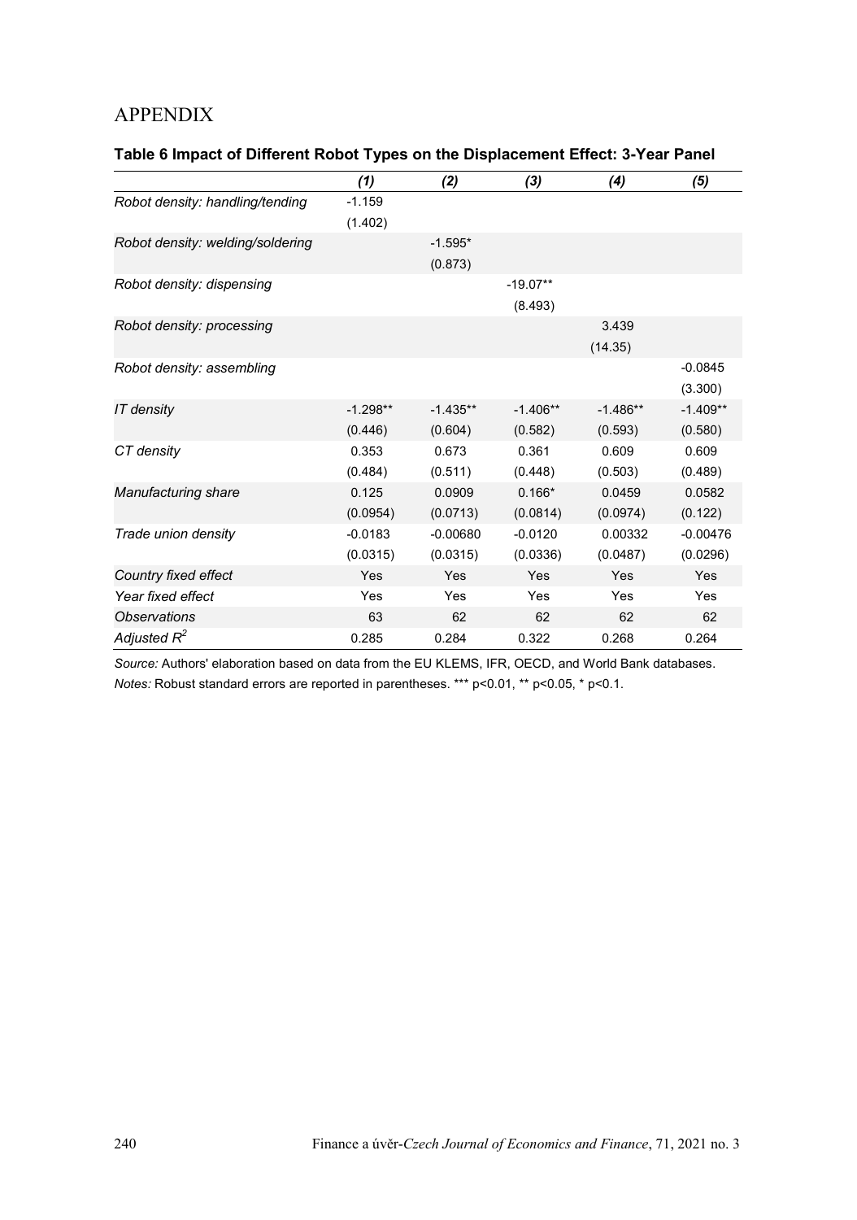# APPENDIX

**Table 6 Impact of Different Robot Types on the Displacement Effect: 3-Year Panel**

| | *(1)* | *(2)* | *(3)* | *(4)* | *(5)* |
|---|---|---|---|---|---|
| *Robot density: handling/tending* | -1.159 | | | | |
| | (1.402) | | | | |
| *Robot density: welding/soldering* | | -1.595* | | | |
| | | (0.873) | | | |
| *Robot density: dispensing* | | | -19.07** | | |
| | | | (8.493) | | |
| *Robot density: processing* | | | | 3.439 | |
| | | | | (14.35) | |
| *Robot density: assembling* | | | | | -0.0845 |
| | | | | | (3.300) |
| *IT density* | -1.298** | -1.435** | -1.406** | -1.486** | -1.409** |
| | (0.446) | (0.604) | (0.582) | (0.593) | (0.580) |
| *CT density* | 0.353 | 0.673 | 0.361 | 0.609 | 0.609 |
| | (0.484) | (0.511) | (0.448) | (0.503) | (0.489) |
| *Manufacturing share* | 0.125 | 0.0909 | 0.166* | 0.0459 | 0.0582 |
| | (0.0954) | (0.0713) | (0.0814) | (0.0974) | (0.122) |
| *Trade union density* | -0.0183 | -0.00680 | -0.0120 | 0.00332 | -0.00476 |
| | (0.0315) | (0.0315) | (0.0336) | (0.0487) | (0.0296) |
| *Country fixed effect* | Yes | Yes | Yes | Yes | Yes |
| *Year fixed effect* | Yes | Yes | Yes | Yes | Yes |
| *Observations* | 63 | 62 | 62 | 62 | 62 |
| *Adjusted $R^2$* | 0.285 | 0.284 | 0.322 | 0.268 | 0.264 |

*Source:* Authors' elaboration based on data from the EU KLEMS, IFR, OECD, and World Bank databases.
*Notes:* Robust standard errors are reported in parentheses. *** p<0.01, ** p<0.05, * p<0.1.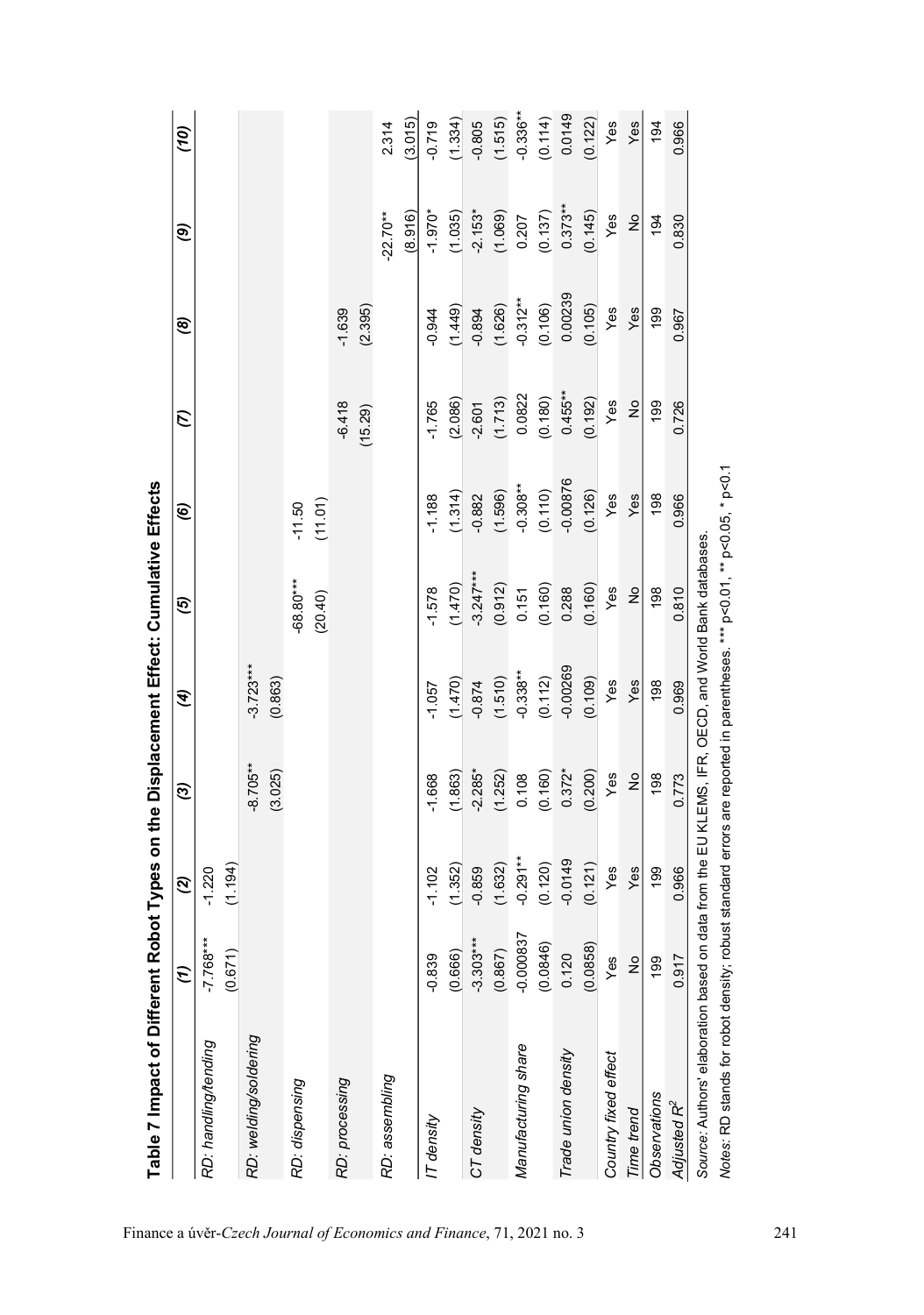**Table 7 Impact of Different Robot Types on the Displacement Effect: Cumulative Effects**

| | *(1)* | *(2)* | *(3)* | *(4)* | *(5)* | *(6)* | *(7)* | *(8)* | *(9)* | *(10)* |
|---|---|---|---|---|---|---|---|---|---|---|
| *RD: handling/tending* | -7.768*** | -1.220 | | | | | | | | |
| | (0.671) | (1.194) | | | | | | | | |
| *RD: welding/soldering* | | | -8.705** | -3.723*** | | | | | | |
| | | | (3.025) | (0.863) | | | | | | |
| *RD: dispensing* | | | | | -68.80*** | -11.50 | | | | |
| | | | | | (20.40) | (11.01) | | | | |
| *RD: processing* | | | | | | | -6.418 | -1.639 | | |
| | | | | | | | (15.29) | (2.395) | | |
| *RD: assembling* | | | | | | | | | -22.70** | 2.314 |
| | | | | | | | | | (8.916) | (3.015) |
| *IT density* | -0.839 | -1.102 | -1.668 | -1.057 | -1.578 | -1.188 | -1.765 | -0.944 | -1.970* | -0.719 |
| | (0.666) | (1.352) | (1.863) | (1.470) | (1.470) | (1.314) | (2.086) | (1.449) | (1.035) | (1.334) |
| *CT density* | -3.303*** | -0.859 | -2.285* | -0.874 | -3.247*** | -0.882 | -2.601 | -0.894 | -2.153* | -0.805 |
| | (0.867) | (1.632) | (1.252) | (1.510) | (0.912) | (1.596) | (1.713) | (1.626) | (1.069) | (1.515) |
| *Manufacturing share* | -0.000837 | -0.291** | 0.108 | -0.338** | 0.151 | -0.308** | 0.0822 | -0.312** | 0.207 | -0.336** |
| | (0.0846) | (0.120) | (0.160) | (0.112) | (0.160) | (0.110) | (0.180) | (0.106) | (0.137) | (0.114) |
| *Trade union density* | 0.120 | -0.0149 | 0.372* | -0.00269 | 0.288 | -0.00876 | 0.455** | 0.00239 | 0.373** | 0.0149 |
| | (0.0858) | (0.121) | (0.200) | (0.109) | (0.160) | (0.126) | (0.192) | (0.105) | (0.145) | (0.122) |
| *Country fixed effect* | Yes | Yes | Yes | Yes | Yes | Yes | Yes | Yes | Yes | Yes |
| *Time trend* | No | Yes | No | Yes | No | Yes | No | Yes | No | Yes |
| *Observations* | 199 | 199 | 198 | 198 | 198 | 198 | 199 | 199 | 194 | 194 |
| *Adjusted $R^2$* | 0.917 | 0.966 | 0.773 | 0.969 | 0.810 | 0.966 | 0.726 | 0.967 | 0.830 | 0.966 |

*Source:* Authors' elaboration based on data from the EU KLEMS, IFR, OECD, and World Bank databases.

*Notes:* RD stands for robot density; robust standard errors are reported in parentheses. *** p<0.01, ** p<0.05, * p<0.1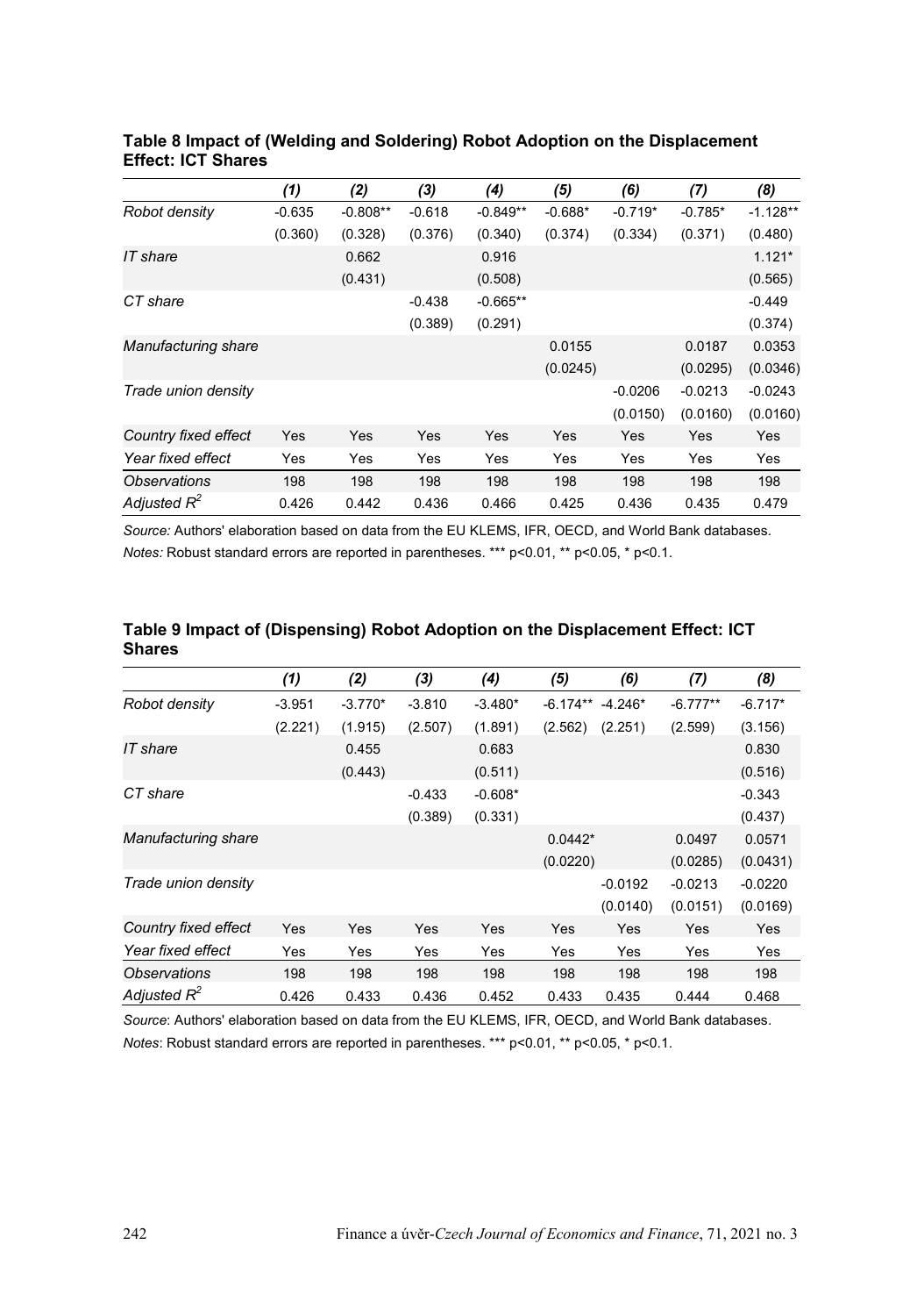**Table 8 Impact of (Welding and Soldering) Robot Adoption on the Displacement Effect: ICT Shares**

| | *(1)* | *(2)* | *(3)* | *(4)* | *(5)* | *(6)* | *(7)* | *(8)* |
|---|---|---|---|---|---|---|---|---|
| *Robot density* | -0.635 | -0.808** | -0.618 | -0.849** | -0.688* | -0.719* | -0.785* | -1.128** |
| | (0.360) | (0.328) | (0.376) | (0.340) | (0.374) | (0.334) | (0.371) | (0.480) |
| *IT share* | | 0.662 | | 0.916 | | | | 1.121* |
| | | (0.431) | | (0.508) | | | | (0.565) |
| *CT share* | | | -0.438 | -0.665** | | | | -0.449 |
| | | | (0.389) | (0.291) | | | | (0.374) |
| *Manufacturing share* | | | | | 0.0155 | | 0.0187 | 0.0353 |
| | | | | | (0.0245) | | (0.0295) | (0.0346) |
| *Trade union density* | | | | | | -0.0206 | -0.0213 | -0.0243 |
| | | | | | | (0.0150) | (0.0160) | (0.0160) |
| *Country fixed effect* | Yes | Yes | Yes | Yes | Yes | Yes | Yes | Yes |
| *Year fixed effect* | Yes | Yes | Yes | Yes | Yes | Yes | Yes | Yes |
| *Observations* | 198 | 198 | 198 | 198 | 198 | 198 | 198 | 198 |
| *Adjusted $R^2$* | 0.426 | 0.442 | 0.436 | 0.466 | 0.425 | 0.436 | 0.435 | 0.479 |

*Source:* Authors' elaboration based on data from the EU KLEMS, IFR, OECD, and World Bank databases.
*Notes:* Robust standard errors are reported in parentheses. *** p<0.01, ** p<0.05, * p<0.1.

**Table 9 Impact of (Dispensing) Robot Adoption on the Displacement Effect: ICT Shares**

| | *(1)* | *(2)* | *(3)* | *(4)* | *(5)* | *(6)* | *(7)* | *(8)* |
|---|---|---|---|---|---|---|---|---|
| *Robot density* | -3.951 | -3.770* | -3.810 | -3.480* | -6.174** | -4.246* | -6.777** | -6.717* |
| | (2.221) | (1.915) | (2.507) | (1.891) | (2.562) | (2.251) | (2.599) | (3.156) |
| *IT share* | | 0.455 | | 0.683 | | | | 0.830 |
| | | (0.443) | | (0.511) | | | | (0.516) |
| *CT share* | | | -0.433 | -0.608* | | | | -0.343 |
| | | | (0.389) | (0.331) | | | | (0.437) |
| *Manufacturing share* | | | | | 0.0442* | | 0.0497 | 0.0571 |
| | | | | | (0.0220) | | (0.0285) | (0.0431) |
| *Trade union density* | | | | | | -0.0192 | -0.0213 | -0.0220 |
| | | | | | | (0.0140) | (0.0151) | (0.0169) |
| *Country fixed effect* | Yes | Yes | Yes | Yes | Yes | Yes | Yes | Yes |
| *Year fixed effect* | Yes | Yes | Yes | Yes | Yes | Yes | Yes | Yes |
| *Observations* | 198 | 198 | 198 | 198 | 198 | 198 | 198 | 198 |
| *Adjusted $R^2$* | 0.426 | 0.433 | 0.436 | 0.452 | 0.433 | 0.435 | 0.444 | 0.468 |

*Source*: Authors' elaboration based on data from the EU KLEMS, IFR, OECD, and World Bank databases.
*Notes*: Robust standard errors are reported in parentheses. *** p<0.01, ** p<0.05, * p<0.1.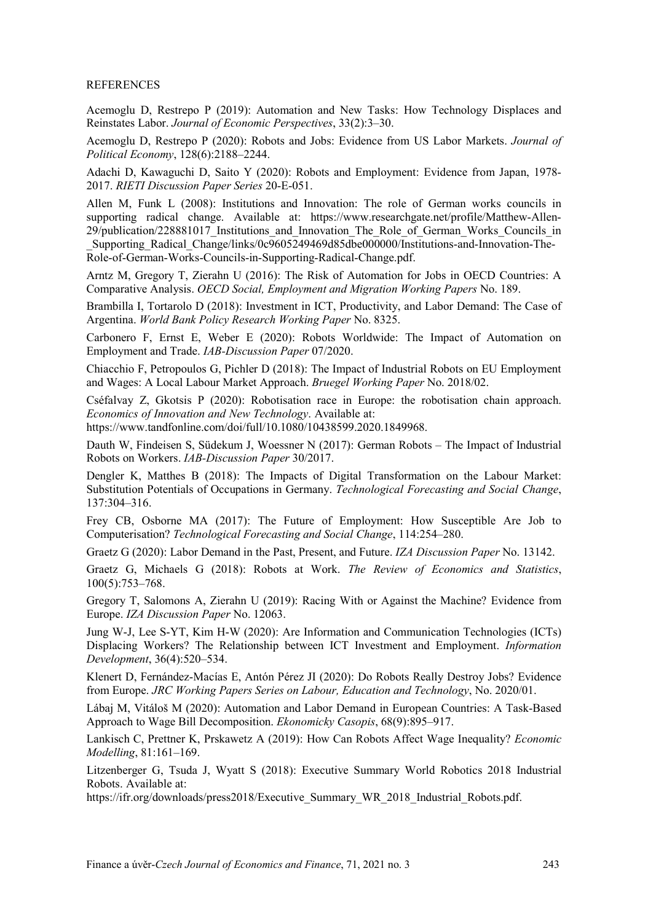REFERENCES

Acemoglu D, Restrepo P (2019): Automation and New Tasks: How Technology Displaces and Reinstates Labor. *Journal of Economic Perspectives*, 33(2):3–30.

Acemoglu D, Restrepo P (2020): Robots and Jobs: Evidence from US Labor Markets. *Journal of Political Economy*, 128(6):2188–2244.

Adachi D, Kawaguchi D, Saito Y (2020): Robots and Employment: Evidence from Japan, 1978-2017. *RIETI Discussion Paper Series* 20-E-051.

Allen M, Funk L (2008): Institutions and Innovation: The role of German works councils in supporting radical change. Available at: https://www.researchgate.net/profile/Matthew-Allen-29/publication/228881017_Institutions_and_Innovation_The_Role_of_German_Works_Councils_in_Supporting_Radical_Change/links/0c9605249469d85dbe000000/Institutions-and-Innovation-The-Role-of-German-Works-Councils-in-Supporting-Radical-Change.pdf.

Arntz M, Gregory T, Zierahn U (2016): The Risk of Automation for Jobs in OECD Countries: A Comparative Analysis. *OECD Social, Employment and Migration Working Papers* No. 189.

Brambilla I, Tortarolo D (2018): Investment in ICT, Productivity, and Labor Demand: The Case of Argentina. *World Bank Policy Research Working Paper* No. 8325.

Carbonero F, Ernst E, Weber E (2020): Robots Worldwide: The Impact of Automation on Employment and Trade. *IAB-Discussion Paper* 07/2020.

Chiacchio F, Petropoulos G, Pichler D (2018): The Impact of Industrial Robots on EU Employment and Wages: A Local Labour Market Approach. *Bruegel Working Paper* No. 2018/02.

Cséfalvay Z, Gkotsis P (2020): Robotisation race in Europe: the robotisation chain approach. *Economics of Innovation and New Technology*. Available at: https://www.tandfonline.com/doi/full/10.1080/10438599.2020.1849968.

Dauth W, Findeisen S, Südekum J, Woessner N (2017): German Robots – The Impact of Industrial Robots on Workers. *IAB-Discussion Paper* 30/2017.

Dengler K, Matthes B (2018): The Impacts of Digital Transformation on the Labour Market: Substitution Potentials of Occupations in Germany. *Technological Forecasting and Social Change*, 137:304–316.

Frey CB, Osborne MA (2017): The Future of Employment: How Susceptible Are Job to Computerisation? *Technological Forecasting and Social Change*, 114:254–280.

Graetz G (2020): Labor Demand in the Past, Present, and Future. *IZA Discussion Paper* No. 13142.

Graetz G, Michaels G (2018): Robots at Work. *The Review of Economics and Statistics*, 100(5):753–768.

Gregory T, Salomons A, Zierahn U (2019): Racing With or Against the Machine? Evidence from Europe. *IZA Discussion Paper* No. 12063.

Jung W-J, Lee S-YT, Kim H-W (2020): Are Information and Communication Technologies (ICTs) Displacing Workers? The Relationship between ICT Investment and Employment. *Information Development*, 36(4):520–534.

Klenert D, Fernández-Macías E, Antón Pérez JI (2020): Do Robots Really Destroy Jobs? Evidence from Europe. *JRC Working Papers Series on Labour, Education and Technology*, No. 2020/01.

Lábaj M, Vitáloš M (2020): Automation and Labor Demand in European Countries: A Task-Based Approach to Wage Bill Decomposition. *Ekonomicky Casopis*, 68(9):895–917.

Lankisch C, Prettner K, Prskawetz A (2019): How Can Robots Affect Wage Inequality? *Economic Modelling*, 81:161–169.

Litzenberger G, Tsuda J, Wyatt S (2018): Executive Summary World Robotics 2018 Industrial Robots. Available at: https://ifr.org/downloads/press2018/Executive_Summary_WR_2018_Industrial_Robots.pdf.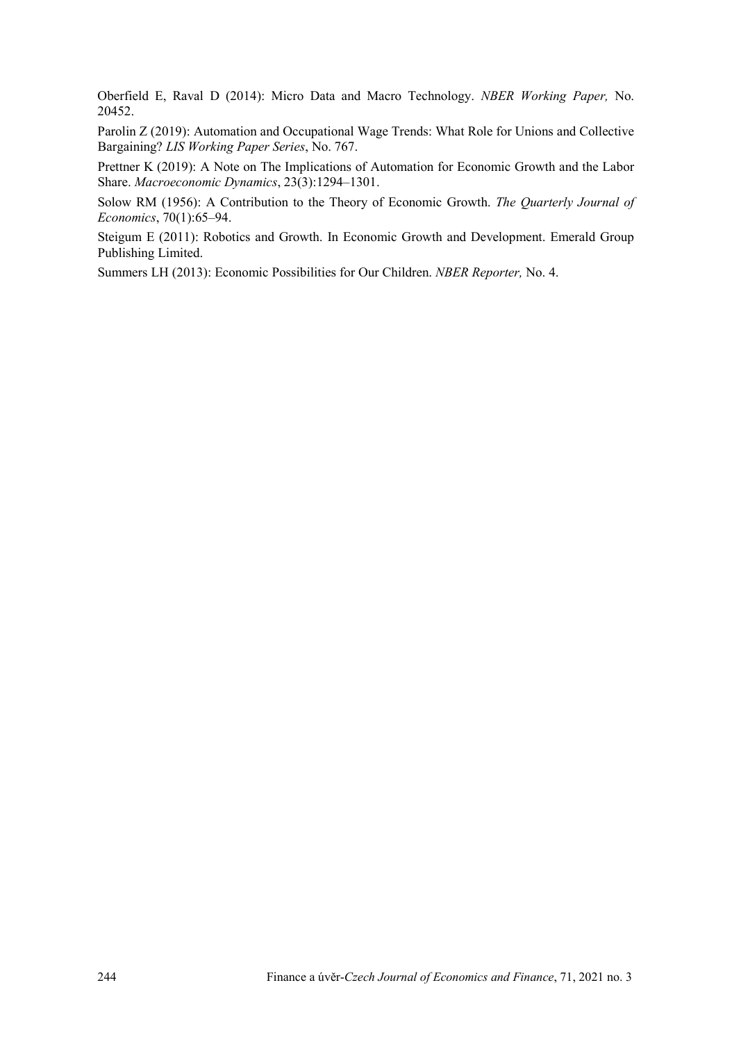Oberfield E, Raval D (2014): Micro Data and Macro Technology. *NBER Working Paper,* No. 20452.

Parolin Z (2019): Automation and Occupational Wage Trends: What Role for Unions and Collective Bargaining? *LIS Working Paper Series*, No. 767.

Prettner K (2019): A Note on The Implications of Automation for Economic Growth and the Labor Share. *Macroeconomic Dynamics*, 23(3):1294–1301.

Solow RM (1956): A Contribution to the Theory of Economic Growth. *The Quarterly Journal of Economics*, 70(1):65–94.

Steigum E (2011): Robotics and Growth. In Economic Growth and Development. Emerald Group Publishing Limited.

Summers LH (2013): Economic Possibilities for Our Children. *NBER Reporter,* No. 4.